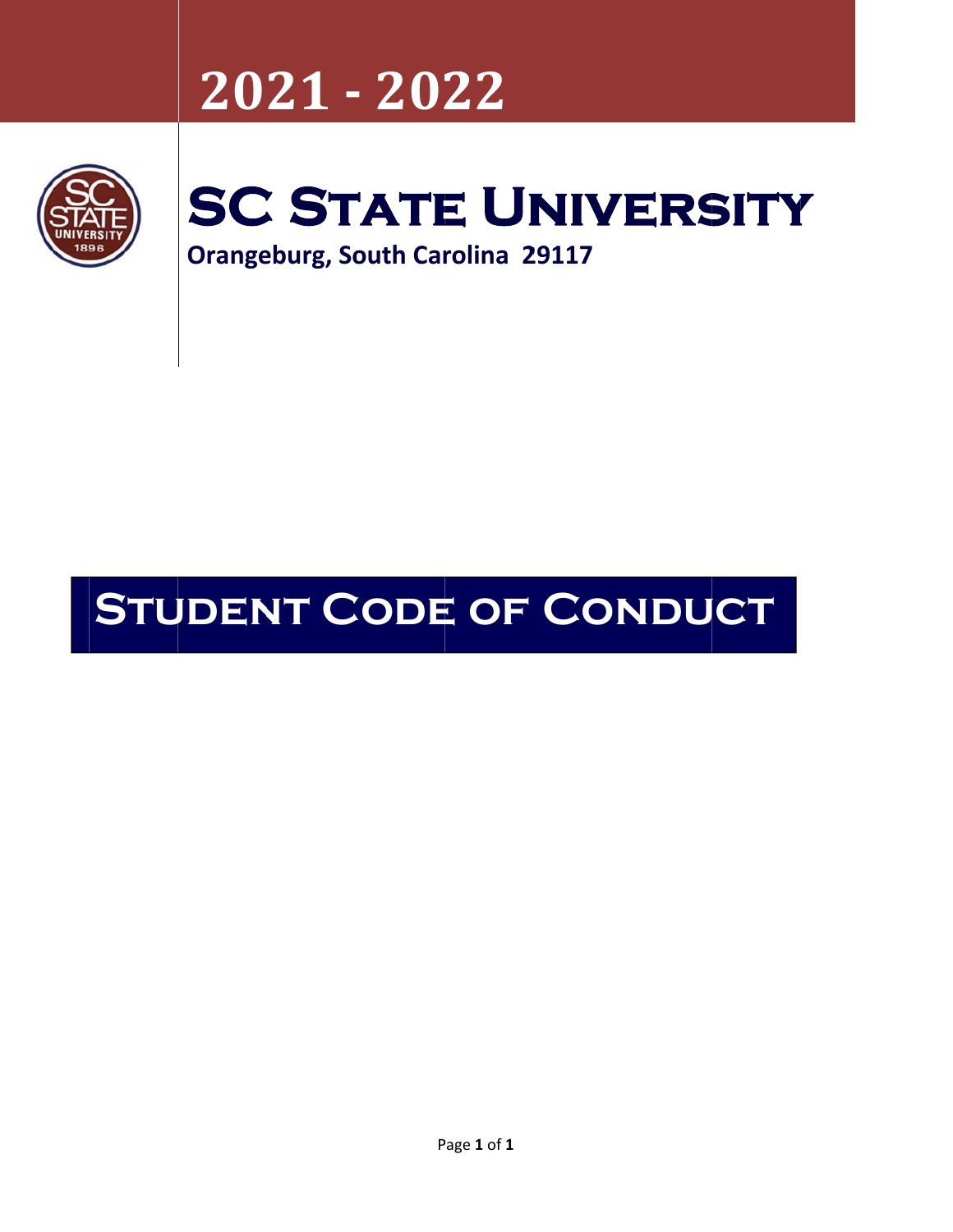# 2021 - 2022

# SC State University

**Orangeburg, South Carolina 29117**

# Student Code of Conduct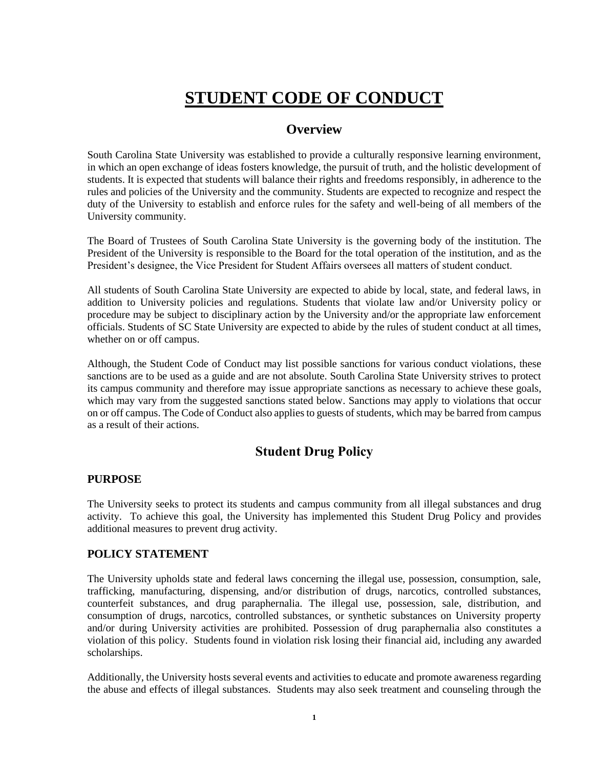# STUDENT CODE OF CONDUCT

## Overview

South Carolina State University was established to provide a culturally responsive learning environment, in which an open exchange of ideas fosters knowledge, the pursuit of truth, and the holistic development of students. It is expected that students will balance their rights and freedoms responsibly, in adherence to the rules and policies of the University and the community. Students are expected to recognize and respect the duty of the University to establish and enforce rules for the safety and well-being of all members of the University community.

The Board of Trustees of South Carolina State University is the governing body of the institution. The President of the University is responsible to the Board for the total operation of the institution, and as the President's designee, the Vice President for Student Affairs oversees all matters of student conduct.

All students of South Carolina State University are expected to abide by local, state, and federal laws, in addition to University policies and regulations. Students that violate law and/or University policy or procedure may be subject to disciplinary action by the University and/or the appropriate law enforcement officials. Students of SC State University are expected to abide by the rules of student conduct at all times, whether on or off campus.

Although, the Student Code of Conduct may list possible sanctions for various conduct violations, these sanctions are to be used as a guide and are not absolute. South Carolina State University strives to protect its campus community and therefore may issue appropriate sanctions as necessary to achieve these goals, which may vary from the suggested sanctions stated below. Sanctions may apply to violations that occur on or off campus. The Code of Conduct also applies to guests of students, which may be barred from campus as a result of their actions.

## Student Drug Policy

### PURPOSE

The University seeks to protect its students and campus community from all illegal substances and drug activity. To achieve this goal, the University has implemented this Student Drug Policy and provides additional measures to prevent drug activity.

### POLICY STATEMENT

The University upholds state and federal laws concerning the illegal use, possession, consumption, sale, trafficking, manufacturing, dispensing, and/or distribution of drugs, narcotics, controlled substances, counterfeit substances, and drug paraphernalia. The illegal use, possession, sale, distribution, and consumption of drugs, narcotics, controlled substances, or synthetic substances on University property and/or during University activities are prohibited. Possession of drug paraphernalia also constitutes a violation of this policy. Students found in violation risk losing their financial aid, including any awarded scholarships.

Additionally, the University hosts several events and activities to educate and promote awareness regarding the abuse and effects of illegal substances. Students may also seek treatment and counseling through the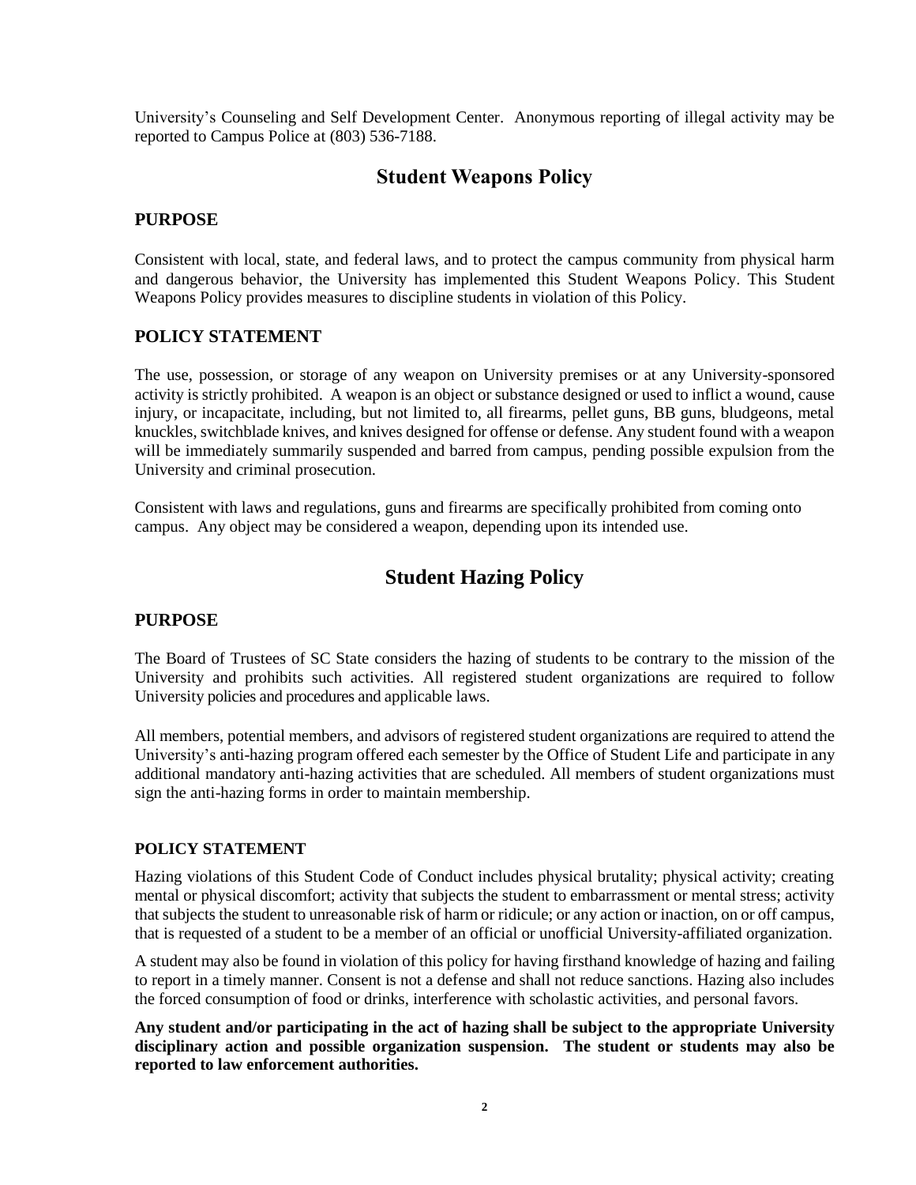University's Counseling and Self Development Center. Anonymous reporting of illegal activity may be reported to Campus Police at (803) 536-7188.

## Student Weapons Policy

### PURPOSE

Consistent with local, state, and federal laws, and to protect the campus community from physical harm and dangerous behavior, the University has implemented this Student Weapons Policy. This Student Weapons Policy provides measures to discipline students in violation of this Policy.

### POLICY STATEMENT

The use, possession, or storage of any weapon on University premises or at any University-sponsored activity is strictly prohibited. A weapon is an object or substance designed or used to inflict a wound, cause injury, or incapacitate, including, but not limited to, all firearms, pellet guns, BB guns, bludgeons, metal knuckles, switchblade knives, and knives designed for offense or defense. Any student found with a weapon will be immediately summarily suspended and barred from campus, pending possible expulsion from the University and criminal prosecution.

Consistent with laws and regulations, guns and firearms are specifically prohibited from coming onto campus. Any object may be considered a weapon, depending upon its intended use.

## Student Hazing Policy

### PURPOSE

The Board of Trustees of SC State considers the hazing of students to be contrary to the mission of the University and prohibits such activities. All registered student organizations are required to follow University policies and procedures and applicable laws.

All members, potential members, and advisors of registered student organizations are required to attend the University's anti-hazing program offered each semester by the Office of Student Life and participate in any additional mandatory anti-hazing activities that are scheduled. All members of student organizations must sign the anti-hazing forms in order to maintain membership.

### POLICY STATEMENT

Hazing violations of this Student Code of Conduct includes physical brutality; physical activity; creating mental or physical discomfort; activity that subjects the student to embarrassment or mental stress; activity that subjects the student to unreasonable risk of harm or ridicule; or any action or inaction, on or off campus, that is requested of a student to be a member of an official or unofficial University-affiliated organization.

A student may also be found in violation of this policy for having firsthand knowledge of hazing and failing to report in a timely manner. Consent is not a defense and shall not reduce sanctions. Hazing also includes the forced consumption of food or drinks, interference with scholastic activities, and personal favors.

**Any student and/or participating in the act of hazing shall be subject to the appropriate University disciplinary action and possible organization suspension. The student or students may also be reported to law enforcement authorities.**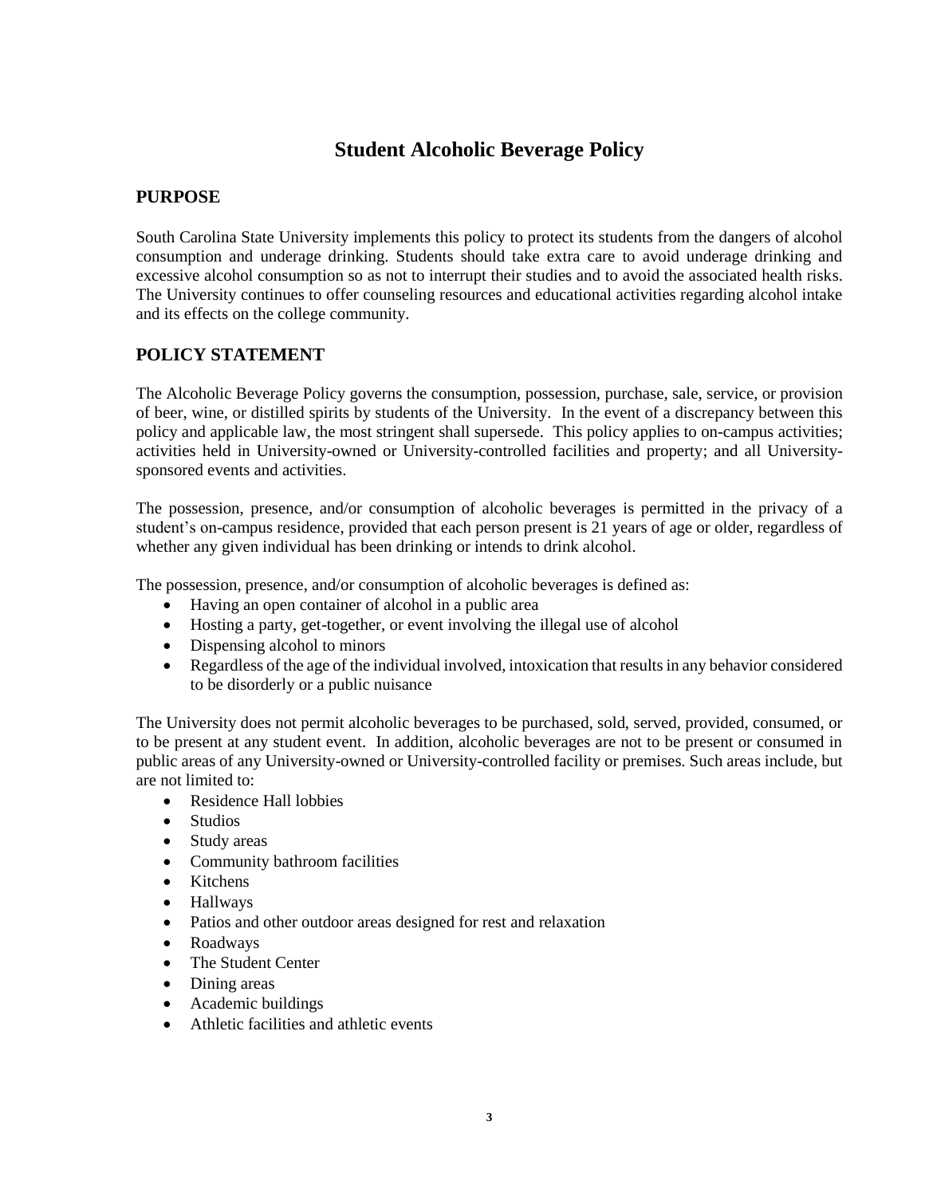# Student Alcoholic Beverage Policy

## PURPOSE

South Carolina State University implements this policy to protect its students from the dangers of alcohol consumption and underage drinking. Students should take extra care to avoid underage drinking and excessive alcohol consumption so as not to interrupt their studies and to avoid the associated health risks. The University continues to offer counseling resources and educational activities regarding alcohol intake and its effects on the college community.

## POLICY STATEMENT

The Alcoholic Beverage Policy governs the consumption, possession, purchase, sale, service, or provision of beer, wine, or distilled spirits by students of the University. In the event of a discrepancy between this policy and applicable law, the most stringent shall supersede. This policy applies to on-campus activities; activities held in University-owned or University-controlled facilities and property; and all University-sponsored events and activities.

The possession, presence, and/or consumption of alcoholic beverages is permitted in the privacy of a student's on-campus residence, provided that each person present is 21 years of age or older, regardless of whether any given individual has been drinking or intends to drink alcohol.

The possession, presence, and/or consumption of alcoholic beverages is defined as:

- Having an open container of alcohol in a public area
- Hosting a party, get-together, or event involving the illegal use of alcohol
- Dispensing alcohol to minors
- Regardless of the age of the individual involved, intoxication that results in any behavior considered to be disorderly or a public nuisance

The University does not permit alcoholic beverages to be purchased, sold, served, provided, consumed, or to be present at any student event. In addition, alcoholic beverages are not to be present or consumed in public areas of any University-owned or University-controlled facility or premises. Such areas include, but are not limited to:

- Residence Hall lobbies
- Studios
- Study areas
- Community bathroom facilities
- Kitchens
- Hallways
- Patios and other outdoor areas designed for rest and relaxation
- Roadways
- The Student Center
- Dining areas
- Academic buildings
- Athletic facilities and athletic events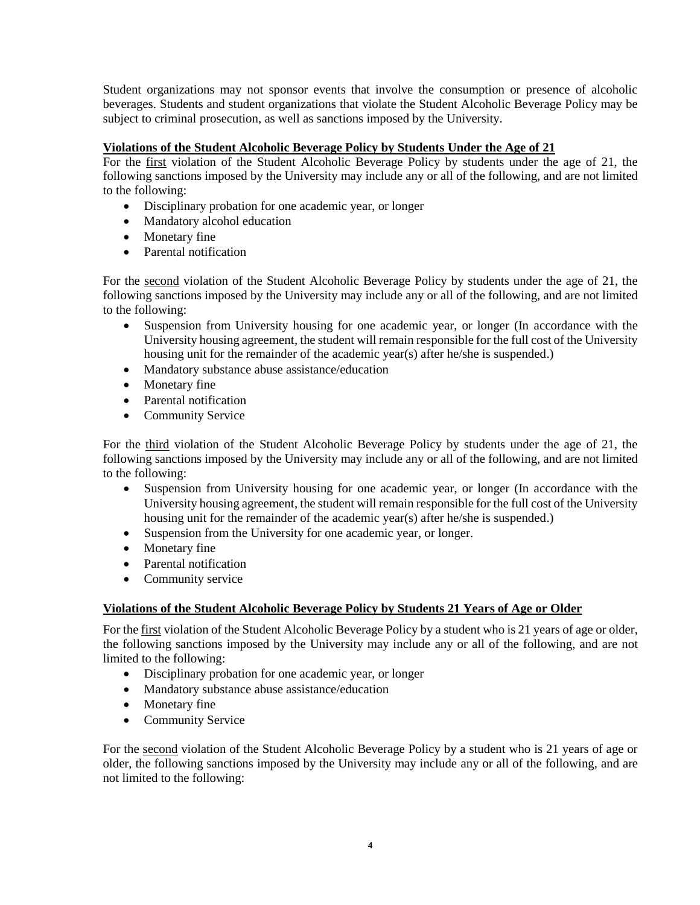Student organizations may not sponsor events that involve the consumption or presence of alcoholic beverages. Students and student organizations that violate the Student Alcoholic Beverage Policy may be subject to criminal prosecution, as well as sanctions imposed by the University.

**Violations of the Student Alcoholic Beverage Policy by Students Under the Age of 21**

For the first violation of the Student Alcoholic Beverage Policy by students under the age of 21, the following sanctions imposed by the University may include any or all of the following, and are not limited to the following:

- Disciplinary probation for one academic year, or longer
- Mandatory alcohol education
- Monetary fine
- Parental notification

For the second violation of the Student Alcoholic Beverage Policy by students under the age of 21, the following sanctions imposed by the University may include any or all of the following, and are not limited to the following:

- Suspension from University housing for one academic year, or longer (In accordance with the University housing agreement, the student will remain responsible for the full cost of the University housing unit for the remainder of the academic year(s) after he/she is suspended.)
- Mandatory substance abuse assistance/education
- Monetary fine
- Parental notification
- Community Service

For the third violation of the Student Alcoholic Beverage Policy by students under the age of 21, the following sanctions imposed by the University may include any or all of the following, and are not limited to the following:

- Suspension from University housing for one academic year, or longer (In accordance with the University housing agreement, the student will remain responsible for the full cost of the University housing unit for the remainder of the academic year(s) after he/she is suspended.)
- Suspension from the University for one academic year, or longer.
- Monetary fine
- Parental notification
- Community service

**Violations of the Student Alcoholic Beverage Policy by Students 21 Years of Age or Older**

For the first violation of the Student Alcoholic Beverage Policy by a student who is 21 years of age or older, the following sanctions imposed by the University may include any or all of the following, and are not limited to the following:

- Disciplinary probation for one academic year, or longer
- Mandatory substance abuse assistance/education
- Monetary fine
- Community Service

For the second violation of the Student Alcoholic Beverage Policy by a student who is 21 years of age or older, the following sanctions imposed by the University may include any or all of the following, and are not limited to the following: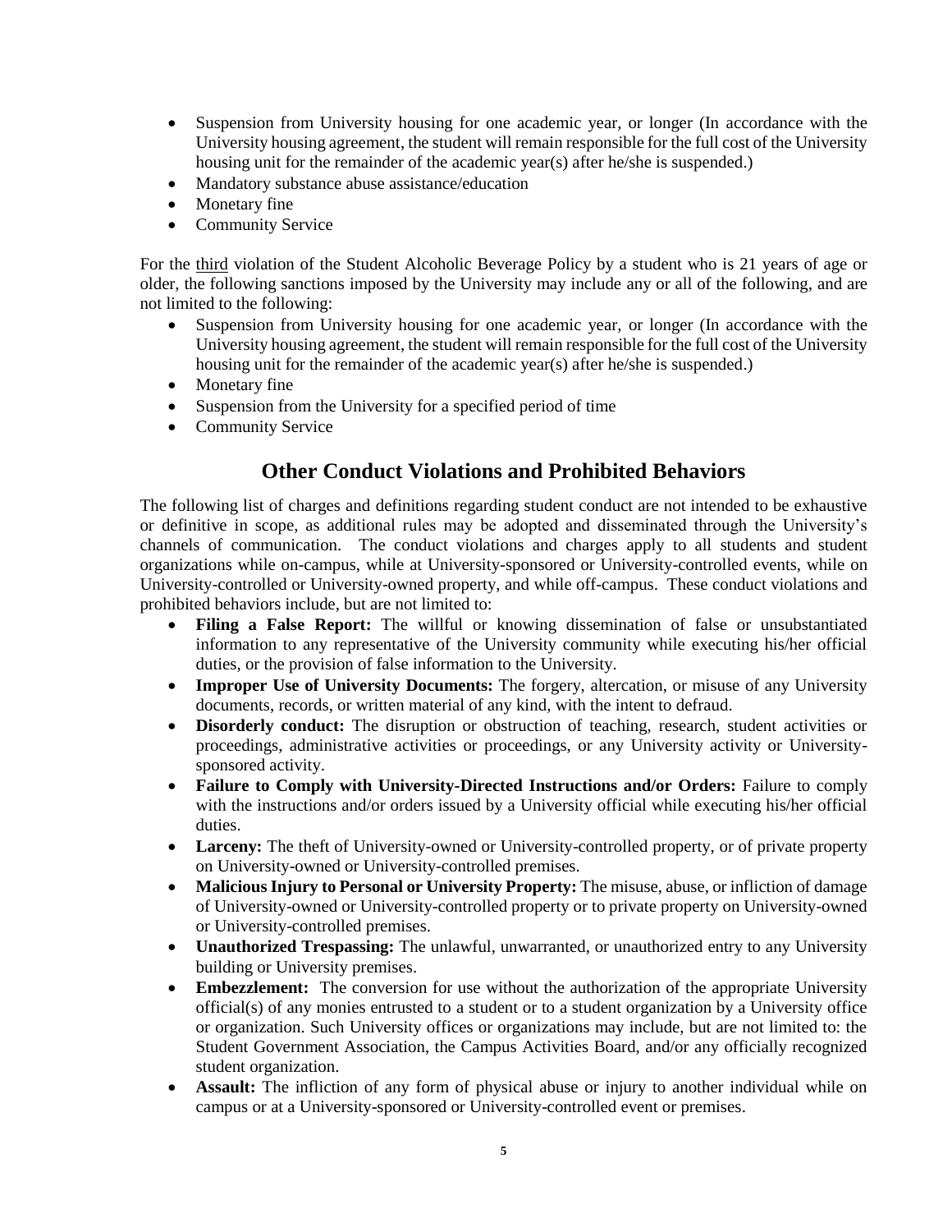- Suspension from University housing for one academic year, or longer (In accordance with the University housing agreement, the student will remain responsible for the full cost of the University housing unit for the remainder of the academic year(s) after he/she is suspended.)
- Mandatory substance abuse assistance/education
- Monetary fine
- Community Service

For the third violation of the Student Alcoholic Beverage Policy by a student who is 21 years of age or older, the following sanctions imposed by the University may include any or all of the following, and are not limited to the following:

- Suspension from University housing for one academic year, or longer (In accordance with the University housing agreement, the student will remain responsible for the full cost of the University housing unit for the remainder of the academic year(s) after he/she is suspended.)
- Monetary fine
- Suspension from the University for a specified period of time
- Community Service

## Other Conduct Violations and Prohibited Behaviors

The following list of charges and definitions regarding student conduct are not intended to be exhaustive or definitive in scope, as additional rules may be adopted and disseminated through the University's channels of communication. The conduct violations and charges apply to all students and student organizations while on-campus, while at University-sponsored or University-controlled events, while on University-controlled or University-owned property, and while off-campus. These conduct violations and prohibited behaviors include, but are not limited to:

- **Filing a False Report:** The willful or knowing dissemination of false or unsubstantiated information to any representative of the University community while executing his/her official duties, or the provision of false information to the University.
- **Improper Use of University Documents:** The forgery, altercation, or misuse of any University documents, records, or written material of any kind, with the intent to defraud.
- **Disorderly conduct:** The disruption or obstruction of teaching, research, student activities or proceedings, administrative activities or proceedings, or any University activity or University-sponsored activity.
- **Failure to Comply with University-Directed Instructions and/or Orders:** Failure to comply with the instructions and/or orders issued by a University official while executing his/her official duties.
- **Larceny:** The theft of University-owned or University-controlled property, or of private property on University-owned or University-controlled premises.
- **Malicious Injury to Personal or University Property:** The misuse, abuse, or infliction of damage of University-owned or University-controlled property or to private property on University-owned or University-controlled premises.
- **Unauthorized Trespassing:** The unlawful, unwarranted, or unauthorized entry to any University building or University premises.
- **Embezzlement:** The conversion for use without the authorization of the appropriate University official(s) of any monies entrusted to a student or to a student organization by a University office or organization. Such University offices or organizations may include, but are not limited to: the Student Government Association, the Campus Activities Board, and/or any officially recognized student organization.
- **Assault:** The infliction of any form of physical abuse or injury to another individual while on campus or at a University-sponsored or University-controlled event or premises.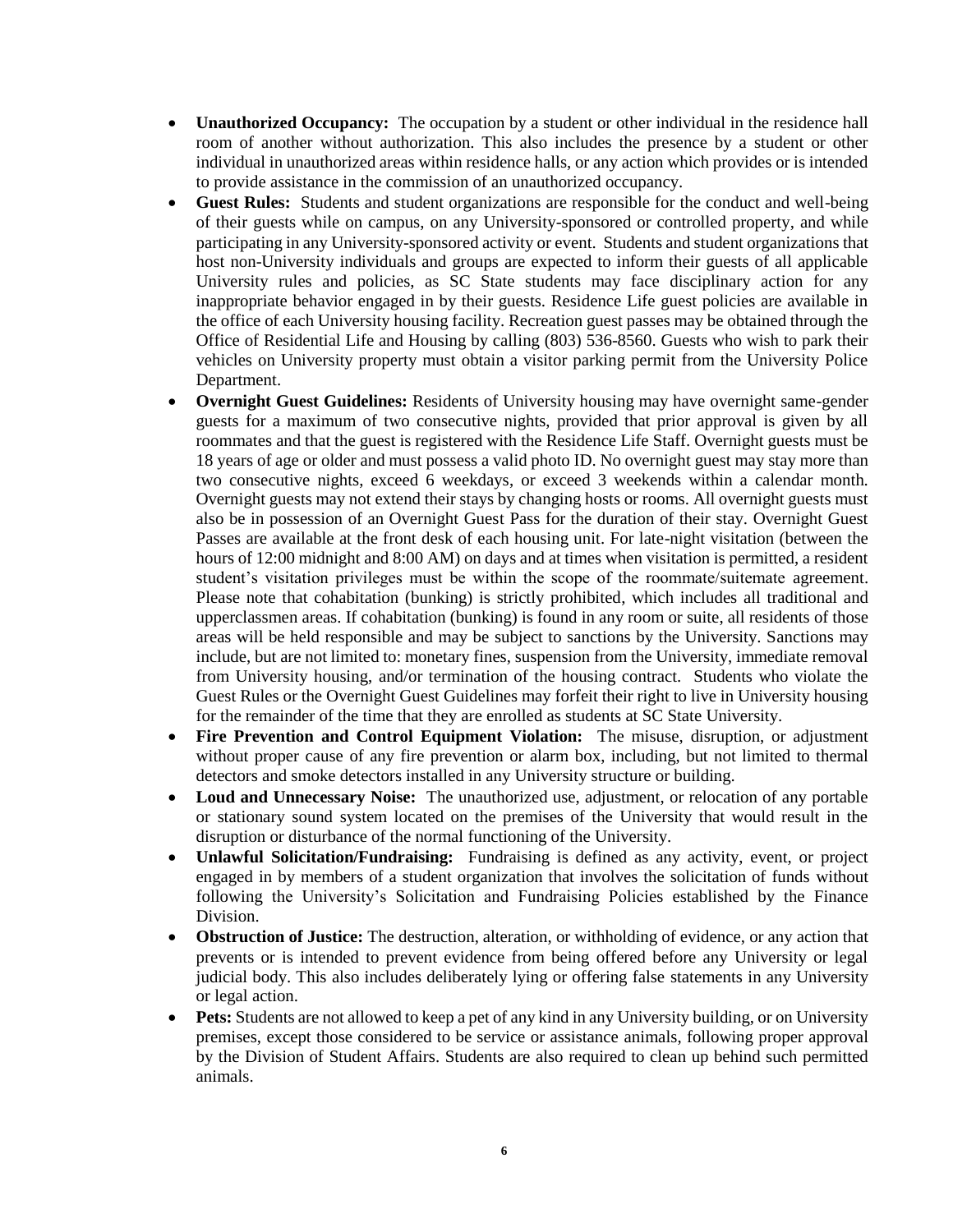- **Unauthorized Occupancy:** The occupation by a student or other individual in the residence hall room of another without authorization. This also includes the presence by a student or other individual in unauthorized areas within residence halls, or any action which provides or is intended to provide assistance in the commission of an unauthorized occupancy.
- **Guest Rules:** Students and student organizations are responsible for the conduct and well-being of their guests while on campus, on any University-sponsored or controlled property, and while participating in any University-sponsored activity or event. Students and student organizations that host non-University individuals and groups are expected to inform their guests of all applicable University rules and policies, as SC State students may face disciplinary action for any inappropriate behavior engaged in by their guests. Residence Life guest policies are available in the office of each University housing facility. Recreation guest passes may be obtained through the Office of Residential Life and Housing by calling (803) 536-8560. Guests who wish to park their vehicles on University property must obtain a visitor parking permit from the University Police Department.
- **Overnight Guest Guidelines:** Residents of University housing may have overnight same-gender guests for a maximum of two consecutive nights, provided that prior approval is given by all roommates and that the guest is registered with the Residence Life Staff. Overnight guests must be 18 years of age or older and must possess a valid photo ID. No overnight guest may stay more than two consecutive nights, exceed 6 weekdays, or exceed 3 weekends within a calendar month. Overnight guests may not extend their stays by changing hosts or rooms. All overnight guests must also be in possession of an Overnight Guest Pass for the duration of their stay. Overnight Guest Passes are available at the front desk of each housing unit. For late-night visitation (between the hours of 12:00 midnight and 8:00 AM) on days and at times when visitation is permitted, a resident student's visitation privileges must be within the scope of the roommate/suitemate agreement. Please note that cohabitation (bunking) is strictly prohibited, which includes all traditional and upperclassmen areas. If cohabitation (bunking) is found in any room or suite, all residents of those areas will be held responsible and may be subject to sanctions by the University. Sanctions may include, but are not limited to: monetary fines, suspension from the University, immediate removal from University housing, and/or termination of the housing contract. Students who violate the Guest Rules or the Overnight Guest Guidelines may forfeit their right to live in University housing for the remainder of the time that they are enrolled as students at SC State University.
- **Fire Prevention and Control Equipment Violation:** The misuse, disruption, or adjustment without proper cause of any fire prevention or alarm box, including, but not limited to thermal detectors and smoke detectors installed in any University structure or building.
- **Loud and Unnecessary Noise:** The unauthorized use, adjustment, or relocation of any portable or stationary sound system located on the premises of the University that would result in the disruption or disturbance of the normal functioning of the University.
- **Unlawful Solicitation/Fundraising:** Fundraising is defined as any activity, event, or project engaged in by members of a student organization that involves the solicitation of funds without following the University's Solicitation and Fundraising Policies established by the Finance Division.
- **Obstruction of Justice:** The destruction, alteration, or withholding of evidence, or any action that prevents or is intended to prevent evidence from being offered before any University or legal judicial body. This also includes deliberately lying or offering false statements in any University or legal action.
- **Pets:** Students are not allowed to keep a pet of any kind in any University building, or on University premises, except those considered to be service or assistance animals, following proper approval by the Division of Student Affairs. Students are also required to clean up behind such permitted animals.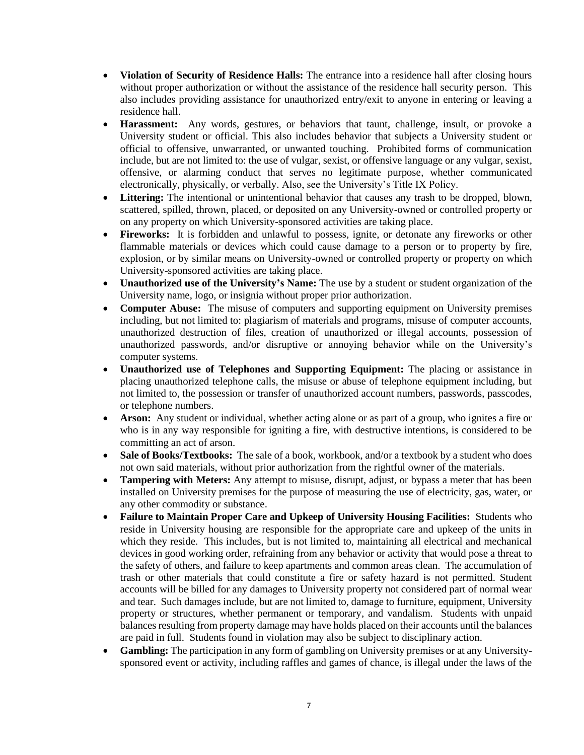- **Violation of Security of Residence Halls:** The entrance into a residence hall after closing hours without proper authorization or without the assistance of the residence hall security person. This also includes providing assistance for unauthorized entry/exit to anyone in entering or leaving a residence hall.
- **Harassment:** Any words, gestures, or behaviors that taunt, challenge, insult, or provoke a University student or official. This also includes behavior that subjects a University student or official to offensive, unwarranted, or unwanted touching. Prohibited forms of communication include, but are not limited to: the use of vulgar, sexist, or offensive language or any vulgar, sexist, offensive, or alarming conduct that serves no legitimate purpose, whether communicated electronically, physically, or verbally. Also, see the University's Title IX Policy.
- **Littering:** The intentional or unintentional behavior that causes any trash to be dropped, blown, scattered, spilled, thrown, placed, or deposited on any University-owned or controlled property or on any property on which University-sponsored activities are taking place.
- **Fireworks:** It is forbidden and unlawful to possess, ignite, or detonate any fireworks or other flammable materials or devices which could cause damage to a person or to property by fire, explosion, or by similar means on University-owned or controlled property or property on which University-sponsored activities are taking place.
- **Unauthorized use of the University's Name:** The use by a student or student organization of the University name, logo, or insignia without proper prior authorization.
- **Computer Abuse:** The misuse of computers and supporting equipment on University premises including, but not limited to: plagiarism of materials and programs, misuse of computer accounts, unauthorized destruction of files, creation of unauthorized or illegal accounts, possession of unauthorized passwords, and/or disruptive or annoying behavior while on the University's computer systems.
- **Unauthorized use of Telephones and Supporting Equipment:** The placing or assistance in placing unauthorized telephone calls, the misuse or abuse of telephone equipment including, but not limited to, the possession or transfer of unauthorized account numbers, passwords, passcodes, or telephone numbers.
- **Arson:** Any student or individual, whether acting alone or as part of a group, who ignites a fire or who is in any way responsible for igniting a fire, with destructive intentions, is considered to be committing an act of arson.
- **Sale of Books/Textbooks:** The sale of a book, workbook, and/or a textbook by a student who does not own said materials, without prior authorization from the rightful owner of the materials.
- **Tampering with Meters:** Any attempt to misuse, disrupt, adjust, or bypass a meter that has been installed on University premises for the purpose of measuring the use of electricity, gas, water, or any other commodity or substance.
- **Failure to Maintain Proper Care and Upkeep of University Housing Facilities:** Students who reside in University housing are responsible for the appropriate care and upkeep of the units in which they reside. This includes, but is not limited to, maintaining all electrical and mechanical devices in good working order, refraining from any behavior or activity that would pose a threat to the safety of others, and failure to keep apartments and common areas clean. The accumulation of trash or other materials that could constitute a fire or safety hazard is not permitted. Student accounts will be billed for any damages to University property not considered part of normal wear and tear. Such damages include, but are not limited to, damage to furniture, equipment, University property or structures, whether permanent or temporary, and vandalism. Students with unpaid balances resulting from property damage may have holds placed on their accounts until the balances are paid in full. Students found in violation may also be subject to disciplinary action.
- **Gambling:** The participation in any form of gambling on University premises or at any University-sponsored event or activity, including raffles and games of chance, is illegal under the laws of the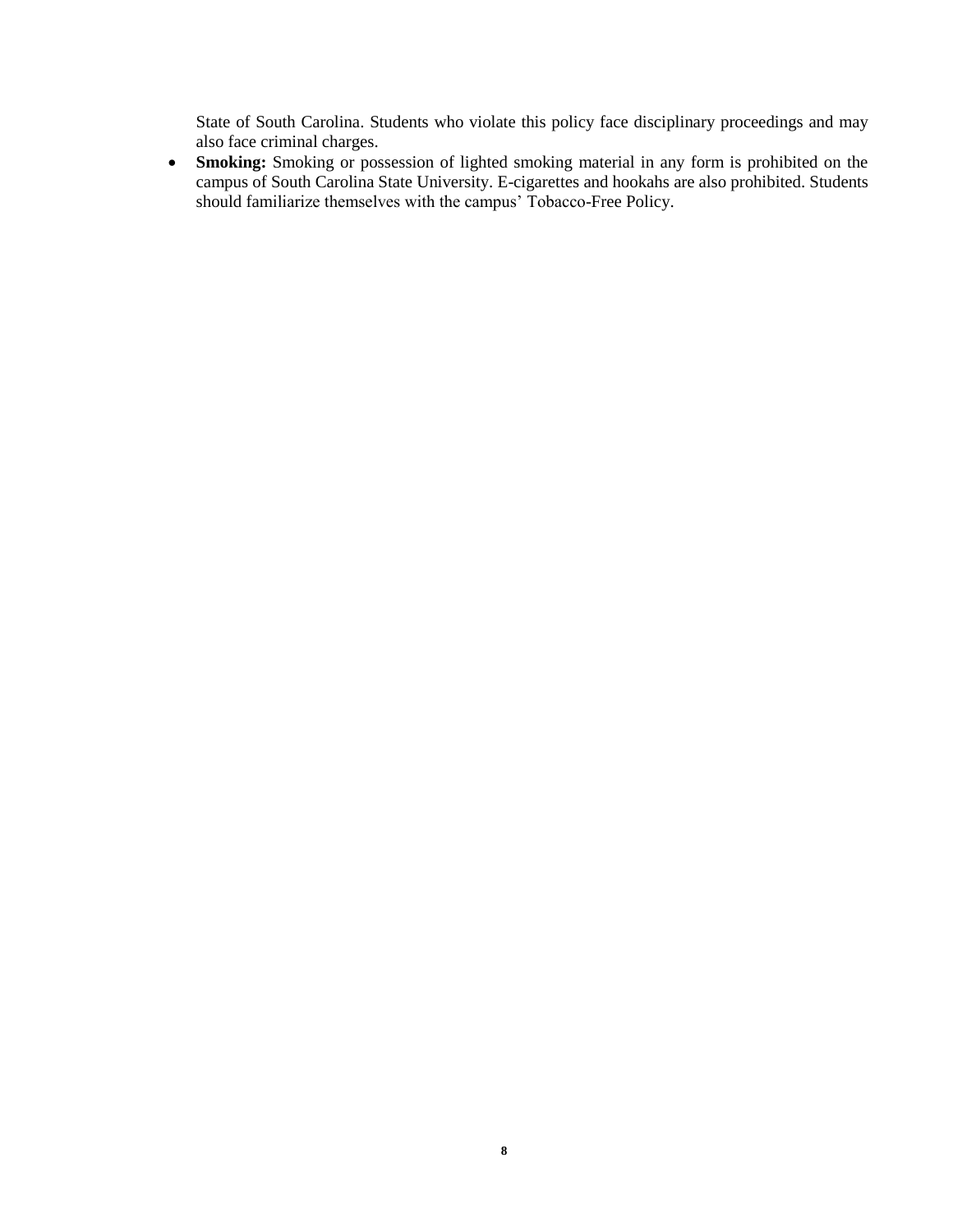State of South Carolina. Students who violate this policy face disciplinary proceedings and may also face criminal charges.

- **Smoking:** Smoking or possession of lighted smoking material in any form is prohibited on the campus of South Carolina State University. E-cigarettes and hookahs are also prohibited. Students should familiarize themselves with the campus' Tobacco-Free Policy.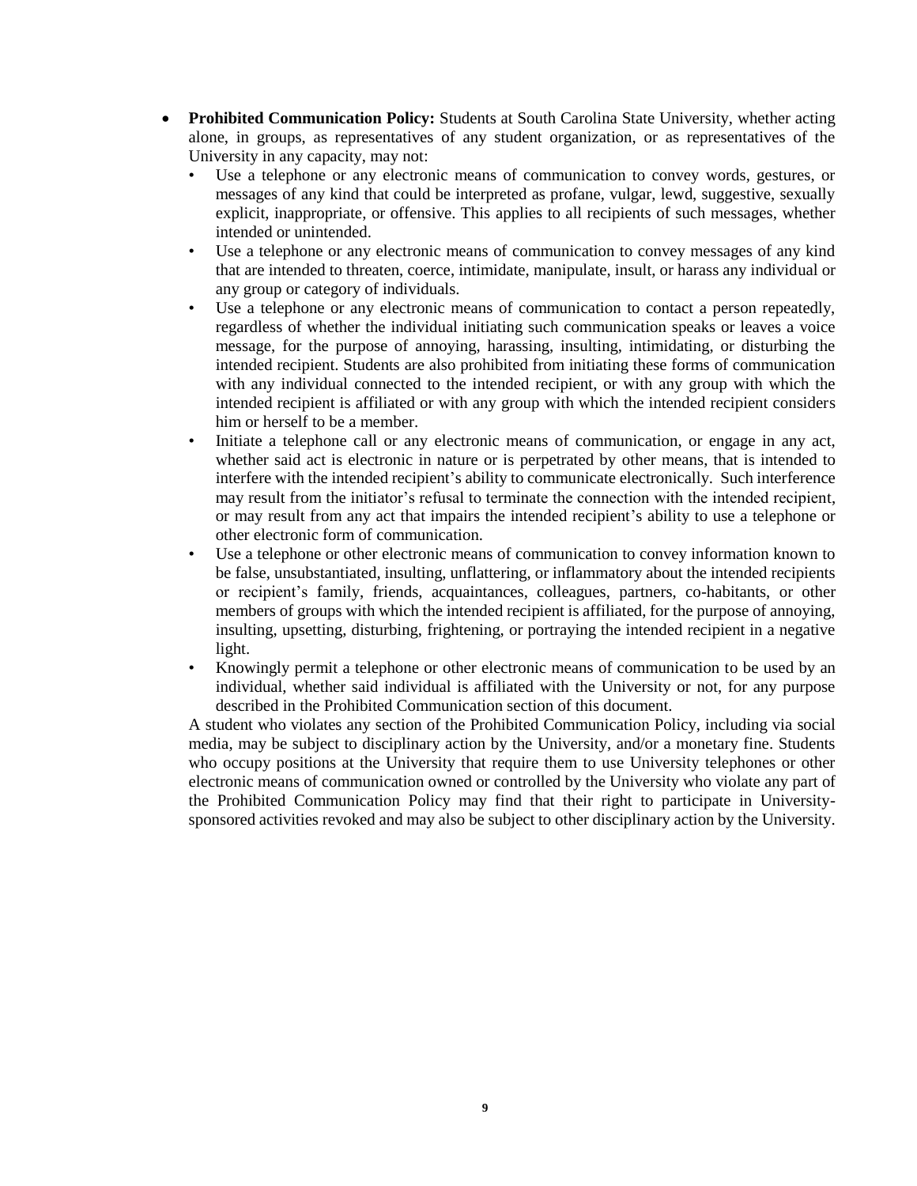- **Prohibited Communication Policy:** Students at South Carolina State University, whether acting alone, in groups, as representatives of any student organization, or as representatives of the University in any capacity, may not:
  - Use a telephone or any electronic means of communication to convey words, gestures, or messages of any kind that could be interpreted as profane, vulgar, lewd, suggestive, sexually explicit, inappropriate, or offensive. This applies to all recipients of such messages, whether intended or unintended.
  - Use a telephone or any electronic means of communication to convey messages of any kind that are intended to threaten, coerce, intimidate, manipulate, insult, or harass any individual or any group or category of individuals.
  - Use a telephone or any electronic means of communication to contact a person repeatedly, regardless of whether the individual initiating such communication speaks or leaves a voice message, for the purpose of annoying, harassing, insulting, intimidating, or disturbing the intended recipient. Students are also prohibited from initiating these forms of communication with any individual connected to the intended recipient, or with any group with which the intended recipient is affiliated or with any group with which the intended recipient considers him or herself to be a member.
  - Initiate a telephone call or any electronic means of communication, or engage in any act, whether said act is electronic in nature or is perpetrated by other means, that is intended to interfere with the intended recipient's ability to communicate electronically. Such interference may result from the initiator's refusal to terminate the connection with the intended recipient, or may result from any act that impairs the intended recipient's ability to use a telephone or other electronic form of communication.
  - Use a telephone or other electronic means of communication to convey information known to be false, unsubstantiated, insulting, unflattering, or inflammatory about the intended recipients or recipient's family, friends, acquaintances, colleagues, partners, co-habitants, or other members of groups with which the intended recipient is affiliated, for the purpose of annoying, insulting, upsetting, disturbing, frightening, or portraying the intended recipient in a negative light.
  - Knowingly permit a telephone or other electronic means of communication to be used by an individual, whether said individual is affiliated with the University or not, for any purpose described in the Prohibited Communication section of this document.

  A student who violates any section of the Prohibited Communication Policy, including via social media, may be subject to disciplinary action by the University, and/or a monetary fine. Students who occupy positions at the University that require them to use University telephones or other electronic means of communication owned or controlled by the University who violate any part of the Prohibited Communication Policy may find that their right to participate in University-sponsored activities revoked and may also be subject to other disciplinary action by the University.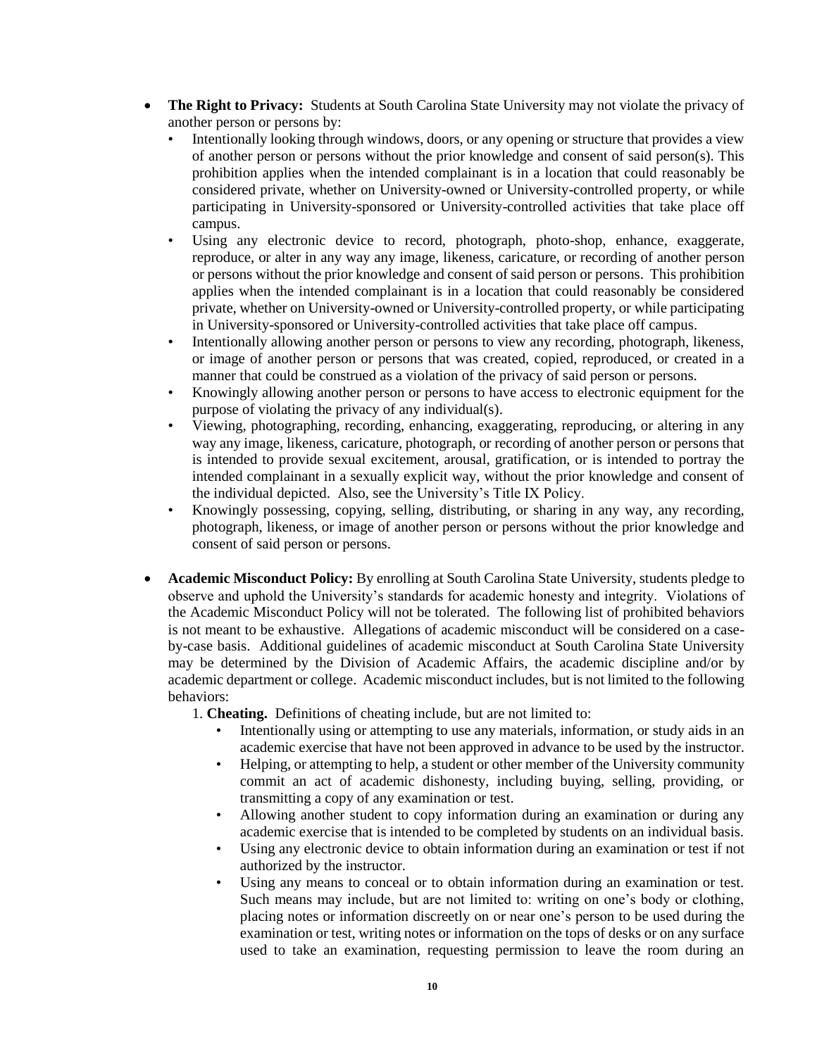- **The Right to Privacy:** Students at South Carolina State University may not violate the privacy of another person or persons by:
  - Intentionally looking through windows, doors, or any opening or structure that provides a view of another person or persons without the prior knowledge and consent of said person(s). This prohibition applies when the intended complainant is in a location that could reasonably be considered private, whether on University-owned or University-controlled property, or while participating in University-sponsored or University-controlled activities that take place off campus.
  - Using any electronic device to record, photograph, photo-shop, enhance, exaggerate, reproduce, or alter in any way any image, likeness, caricature, or recording of another person or persons without the prior knowledge and consent of said person or persons. This prohibition applies when the intended complainant is in a location that could reasonably be considered private, whether on University-owned or University-controlled property, or while participating in University-sponsored or University-controlled activities that take place off campus.
  - Intentionally allowing another person or persons to view any recording, photograph, likeness, or image of another person or persons that was created, copied, reproduced, or created in a manner that could be construed as a violation of the privacy of said person or persons.
  - Knowingly allowing another person or persons to have access to electronic equipment for the purpose of violating the privacy of any individual(s).
  - Viewing, photographing, recording, enhancing, exaggerating, reproducing, or altering in any way any image, likeness, caricature, photograph, or recording of another person or persons that is intended to provide sexual excitement, arousal, gratification, or is intended to portray the intended complainant in a sexually explicit way, without the prior knowledge and consent of the individual depicted. Also, see the University's Title IX Policy.
  - Knowingly possessing, copying, selling, distributing, or sharing in any way, any recording, photograph, likeness, or image of another person or persons without the prior knowledge and consent of said person or persons.

- **Academic Misconduct Policy:** By enrolling at South Carolina State University, students pledge to observe and uphold the University's standards for academic honesty and integrity. Violations of the Academic Misconduct Policy will not be tolerated. The following list of prohibited behaviors is not meant to be exhaustive. Allegations of academic misconduct will be considered on a case-by-case basis. Additional guidelines of academic misconduct at South Carolina State University may be determined by the Division of Academic Affairs, the academic discipline and/or by academic department or college. Academic misconduct includes, but is not limited to the following behaviors:
  1. **Cheating.** Definitions of cheating include, but are not limited to:
     - Intentionally using or attempting to use any materials, information, or study aids in an academic exercise that have not been approved in advance to be used by the instructor.
     - Helping, or attempting to help, a student or other member of the University community commit an act of academic dishonesty, including buying, selling, providing, or transmitting a copy of any examination or test.
     - Allowing another student to copy information during an examination or during any academic exercise that is intended to be completed by students on an individual basis.
     - Using any electronic device to obtain information during an examination or test if not authorized by the instructor.
     - Using any means to conceal or to obtain information during an examination or test. Such means may include, but are not limited to: writing on one's body or clothing, placing notes or information discreetly on or near one's person to be used during the examination or test, writing notes or information on the tops of desks or on any surface used to take an examination, requesting permission to leave the room during an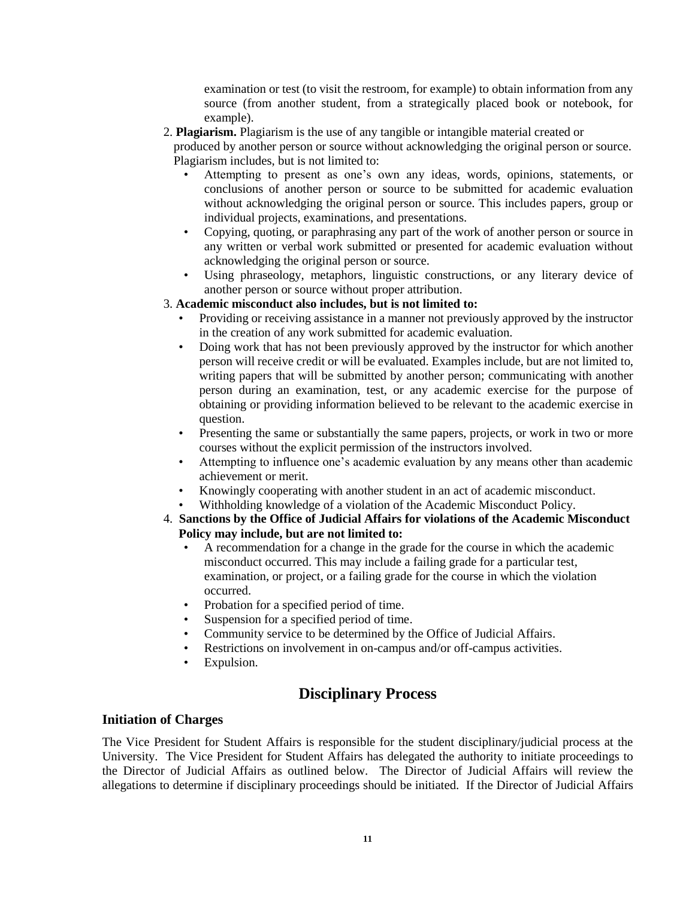examination or test (to visit the restroom, for example) to obtain information from any source (from another student, from a strategically placed book or notebook, for example).

2. **Plagiarism.** Plagiarism is the use of any tangible or intangible material created or produced by another person or source without acknowledging the original person or source. Plagiarism includes, but is not limited to:
   - Attempting to present as one's own any ideas, words, opinions, statements, or conclusions of another person or source to be submitted for academic evaluation without acknowledging the original person or source. This includes papers, group or individual projects, examinations, and presentations.
   - Copying, quoting, or paraphrasing any part of the work of another person or source in any written or verbal work submitted or presented for academic evaluation without acknowledging the original person or source.
   - Using phraseology, metaphors, linguistic constructions, or any literary device of another person or source without proper attribution.
3. **Academic misconduct also includes, but is not limited to:**
   - Providing or receiving assistance in a manner not previously approved by the instructor in the creation of any work submitted for academic evaluation.
   - Doing work that has not been previously approved by the instructor for which another person will receive credit or will be evaluated. Examples include, but are not limited to, writing papers that will be submitted by another person; communicating with another person during an examination, test, or any academic exercise for the purpose of obtaining or providing information believed to be relevant to the academic exercise in question.
   - Presenting the same or substantially the same papers, projects, or work in two or more courses without the explicit permission of the instructors involved.
   - Attempting to influence one's academic evaluation by any means other than academic achievement or merit.
   - Knowingly cooperating with another student in an act of academic misconduct.
   - Withholding knowledge of a violation of the Academic Misconduct Policy.
4. **Sanctions by the Office of Judicial Affairs for violations of the Academic Misconduct Policy may include, but are not limited to:**
   - A recommendation for a change in the grade for the course in which the academic misconduct occurred. This may include a failing grade for a particular test, examination, or project, or a failing grade for the course in which the violation occurred.
   - Probation for a specified period of time.
   - Suspension for a specified period of time.
   - Community service to be determined by the Office of Judicial Affairs.
   - Restrictions on involvement in on-campus and/or off-campus activities.
   - Expulsion.

## Disciplinary Process

### Initiation of Charges

The Vice President for Student Affairs is responsible for the student disciplinary/judicial process at the University. The Vice President for Student Affairs has delegated the authority to initiate proceedings to the Director of Judicial Affairs as outlined below. The Director of Judicial Affairs will review the allegations to determine if disciplinary proceedings should be initiated. If the Director of Judicial Affairs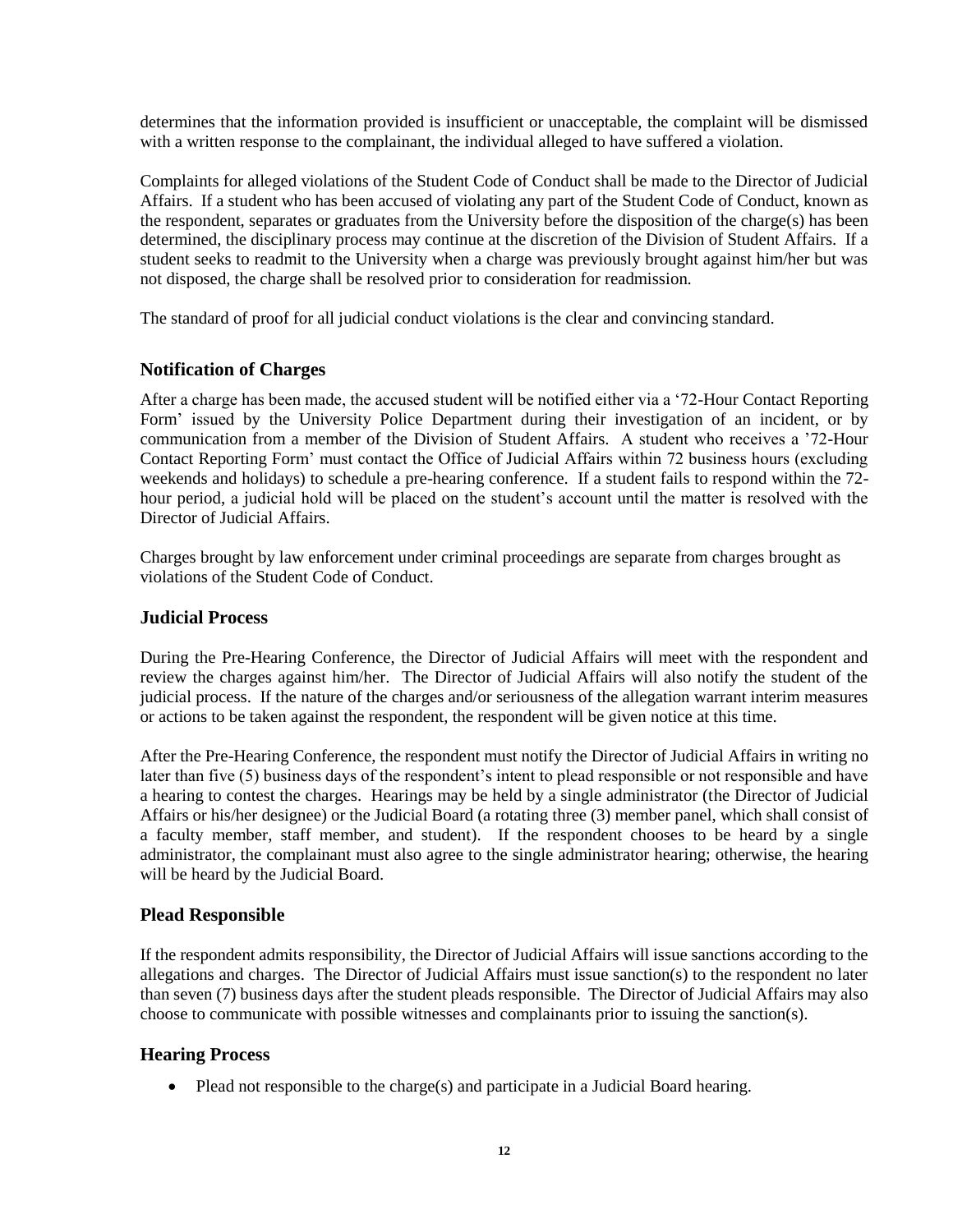determines that the information provided is insufficient or unacceptable, the complaint will be dismissed with a written response to the complainant, the individual alleged to have suffered a violation.

Complaints for alleged violations of the Student Code of Conduct shall be made to the Director of Judicial Affairs. If a student who has been accused of violating any part of the Student Code of Conduct, known as the respondent, separates or graduates from the University before the disposition of the charge(s) has been determined, the disciplinary process may continue at the discretion of the Division of Student Affairs. If a student seeks to readmit to the University when a charge was previously brought against him/her but was not disposed, the charge shall be resolved prior to consideration for readmission.

The standard of proof for all judicial conduct violations is the clear and convincing standard.

### Notification of Charges

After a charge has been made, the accused student will be notified either via a '72-Hour Contact Reporting Form' issued by the University Police Department during their investigation of an incident, or by communication from a member of the Division of Student Affairs. A student who receives a '72-Hour Contact Reporting Form' must contact the Office of Judicial Affairs within 72 business hours (excluding weekends and holidays) to schedule a pre-hearing conference. If a student fails to respond within the 72-hour period, a judicial hold will be placed on the student's account until the matter is resolved with the Director of Judicial Affairs.

Charges brought by law enforcement under criminal proceedings are separate from charges brought as violations of the Student Code of Conduct.

### Judicial Process

During the Pre-Hearing Conference, the Director of Judicial Affairs will meet with the respondent and review the charges against him/her. The Director of Judicial Affairs will also notify the student of the judicial process. If the nature of the charges and/or seriousness of the allegation warrant interim measures or actions to be taken against the respondent, the respondent will be given notice at this time.

After the Pre-Hearing Conference, the respondent must notify the Director of Judicial Affairs in writing no later than five (5) business days of the respondent's intent to plead responsible or not responsible and have a hearing to contest the charges. Hearings may be held by a single administrator (the Director of Judicial Affairs or his/her designee) or the Judicial Board (a rotating three (3) member panel, which shall consist of a faculty member, staff member, and student). If the respondent chooses to be heard by a single administrator, the complainant must also agree to the single administrator hearing; otherwise, the hearing will be heard by the Judicial Board.

### Plead Responsible

If the respondent admits responsibility, the Director of Judicial Affairs will issue sanctions according to the allegations and charges. The Director of Judicial Affairs must issue sanction(s) to the respondent no later than seven (7) business days after the student pleads responsible. The Director of Judicial Affairs may also choose to communicate with possible witnesses and complainants prior to issuing the sanction(s).

### Hearing Process

- Plead not responsible to the charge(s) and participate in a Judicial Board hearing.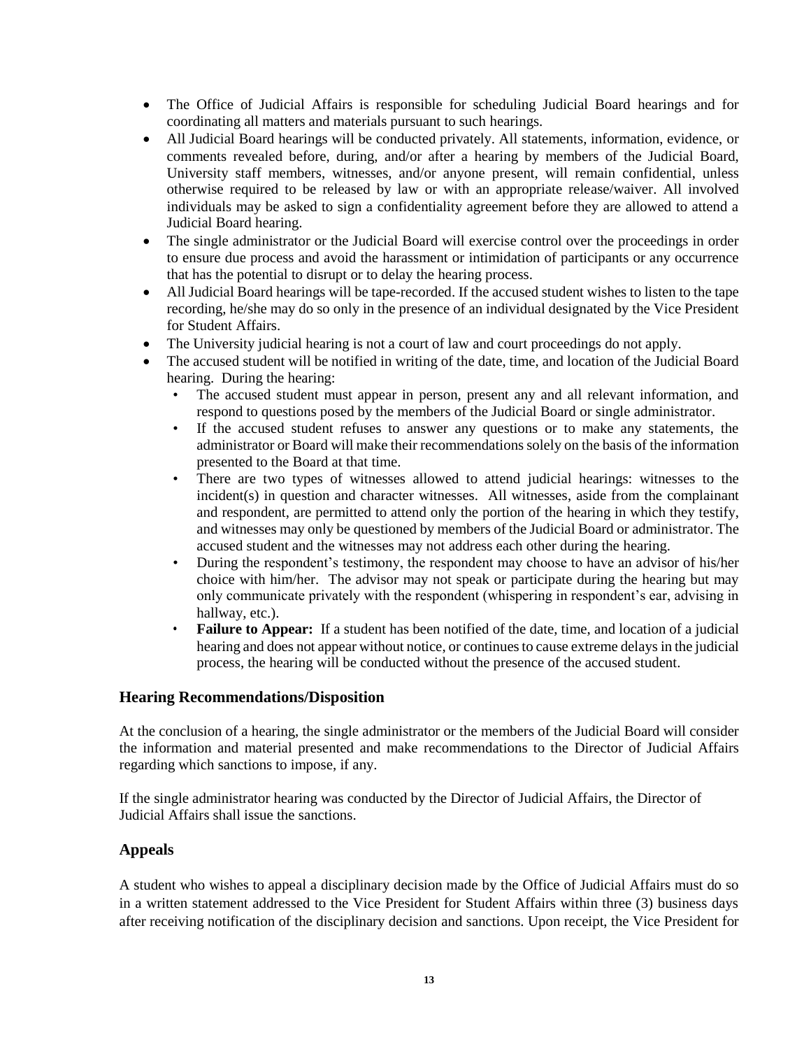- The Office of Judicial Affairs is responsible for scheduling Judicial Board hearings and for coordinating all matters and materials pursuant to such hearings.
- All Judicial Board hearings will be conducted privately. All statements, information, evidence, or comments revealed before, during, and/or after a hearing by members of the Judicial Board, University staff members, witnesses, and/or anyone present, will remain confidential, unless otherwise required to be released by law or with an appropriate release/waiver. All involved individuals may be asked to sign a confidentiality agreement before they are allowed to attend a Judicial Board hearing.
- The single administrator or the Judicial Board will exercise control over the proceedings in order to ensure due process and avoid the harassment or intimidation of participants or any occurrence that has the potential to disrupt or to delay the hearing process.
- All Judicial Board hearings will be tape-recorded. If the accused student wishes to listen to the tape recording, he/she may do so only in the presence of an individual designated by the Vice President for Student Affairs.
- The University judicial hearing is not a court of law and court proceedings do not apply.
- The accused student will be notified in writing of the date, time, and location of the Judicial Board hearing. During the hearing:
  - The accused student must appear in person, present any and all relevant information, and respond to questions posed by the members of the Judicial Board or single administrator.
  - If the accused student refuses to answer any questions or to make any statements, the administrator or Board will make their recommendations solely on the basis of the information presented to the Board at that time.
  - There are two types of witnesses allowed to attend judicial hearings: witnesses to the incident(s) in question and character witnesses. All witnesses, aside from the complainant and respondent, are permitted to attend only the portion of the hearing in which they testify, and witnesses may only be questioned by members of the Judicial Board or administrator. The accused student and the witnesses may not address each other during the hearing.
  - During the respondent's testimony, the respondent may choose to have an advisor of his/her choice with him/her. The advisor may not speak or participate during the hearing but may only communicate privately with the respondent (whispering in respondent's ear, advising in hallway, etc.).
  - **Failure to Appear:** If a student has been notified of the date, time, and location of a judicial hearing and does not appear without notice, or continues to cause extreme delays in the judicial process, the hearing will be conducted without the presence of the accused student.

## Hearing Recommendations/Disposition

At the conclusion of a hearing, the single administrator or the members of the Judicial Board will consider the information and material presented and make recommendations to the Director of Judicial Affairs regarding which sanctions to impose, if any.

If the single administrator hearing was conducted by the Director of Judicial Affairs, the Director of Judicial Affairs shall issue the sanctions.

## Appeals

A student who wishes to appeal a disciplinary decision made by the Office of Judicial Affairs must do so in a written statement addressed to the Vice President for Student Affairs within three (3) business days after receiving notification of the disciplinary decision and sanctions. Upon receipt, the Vice President for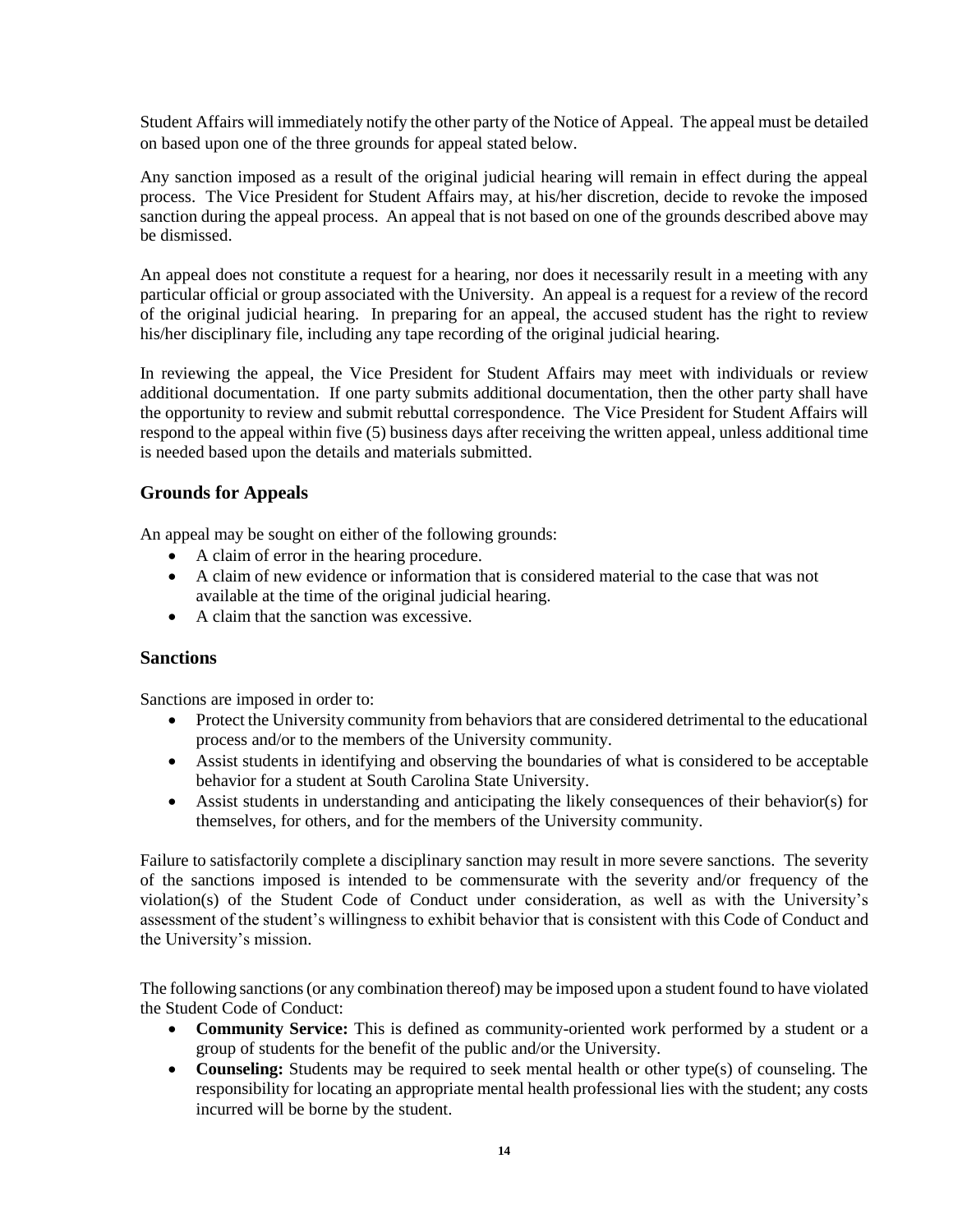Student Affairs will immediately notify the other party of the Notice of Appeal. The appeal must be detailed on based upon one of the three grounds for appeal stated below.

Any sanction imposed as a result of the original judicial hearing will remain in effect during the appeal process. The Vice President for Student Affairs may, at his/her discretion, decide to revoke the imposed sanction during the appeal process. An appeal that is not based on one of the grounds described above may be dismissed.

An appeal does not constitute a request for a hearing, nor does it necessarily result in a meeting with any particular official or group associated with the University. An appeal is a request for a review of the record of the original judicial hearing. In preparing for an appeal, the accused student has the right to review his/her disciplinary file, including any tape recording of the original judicial hearing.

In reviewing the appeal, the Vice President for Student Affairs may meet with individuals or review additional documentation. If one party submits additional documentation, then the other party shall have the opportunity to review and submit rebuttal correspondence. The Vice President for Student Affairs will respond to the appeal within five (5) business days after receiving the written appeal, unless additional time is needed based upon the details and materials submitted.

## Grounds for Appeals

An appeal may be sought on either of the following grounds:

- A claim of error in the hearing procedure.
- A claim of new evidence or information that is considered material to the case that was not available at the time of the original judicial hearing.
- A claim that the sanction was excessive.

## Sanctions

Sanctions are imposed in order to:

- Protect the University community from behaviors that are considered detrimental to the educational process and/or to the members of the University community.
- Assist students in identifying and observing the boundaries of what is considered to be acceptable behavior for a student at South Carolina State University.
- Assist students in understanding and anticipating the likely consequences of their behavior(s) for themselves, for others, and for the members of the University community.

Failure to satisfactorily complete a disciplinary sanction may result in more severe sanctions. The severity of the sanctions imposed is intended to be commensurate with the severity and/or frequency of the violation(s) of the Student Code of Conduct under consideration, as well as with the University's assessment of the student's willingness to exhibit behavior that is consistent with this Code of Conduct and the University's mission.

The following sanctions (or any combination thereof) may be imposed upon a student found to have violated the Student Code of Conduct:

- **Community Service:** This is defined as community-oriented work performed by a student or a group of students for the benefit of the public and/or the University.
- **Counseling:** Students may be required to seek mental health or other type(s) of counseling. The responsibility for locating an appropriate mental health professional lies with the student; any costs incurred will be borne by the student.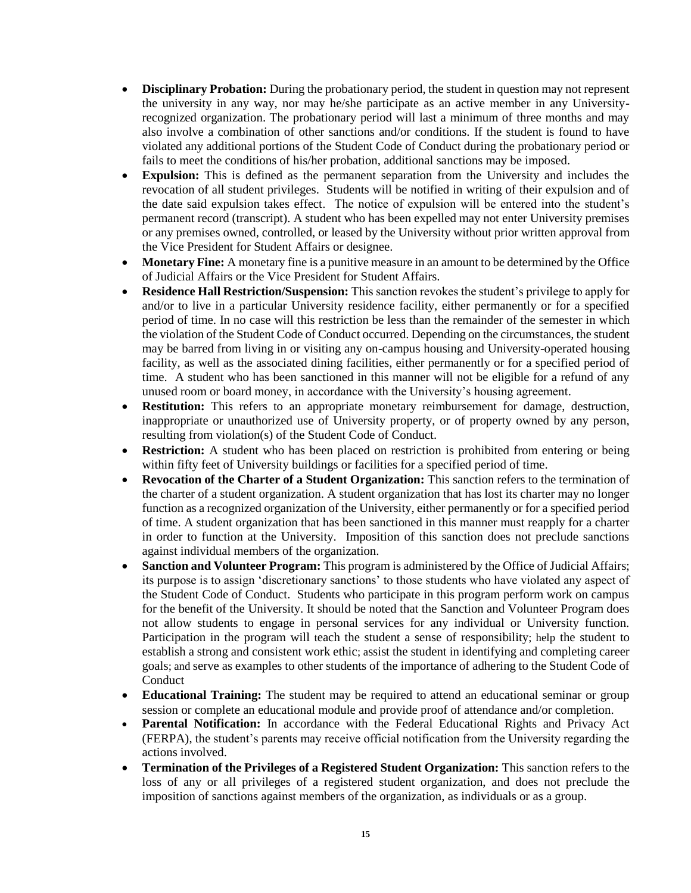- **Disciplinary Probation:** During the probationary period, the student in question may not represent the university in any way, nor may he/she participate as an active member in any University-recognized organization. The probationary period will last a minimum of three months and may also involve a combination of other sanctions and/or conditions. If the student is found to have violated any additional portions of the Student Code of Conduct during the probationary period or fails to meet the conditions of his/her probation, additional sanctions may be imposed.
- **Expulsion:** This is defined as the permanent separation from the University and includes the revocation of all student privileges. Students will be notified in writing of their expulsion and of the date said expulsion takes effect. The notice of expulsion will be entered into the student's permanent record (transcript). A student who has been expelled may not enter University premises or any premises owned, controlled, or leased by the University without prior written approval from the Vice President for Student Affairs or designee.
- **Monetary Fine:** A monetary fine is a punitive measure in an amount to be determined by the Office of Judicial Affairs or the Vice President for Student Affairs.
- **Residence Hall Restriction/Suspension:** This sanction revokes the student's privilege to apply for and/or to live in a particular University residence facility, either permanently or for a specified period of time. In no case will this restriction be less than the remainder of the semester in which the violation of the Student Code of Conduct occurred. Depending on the circumstances, the student may be barred from living in or visiting any on-campus housing and University-operated housing facility, as well as the associated dining facilities, either permanently or for a specified period of time. A student who has been sanctioned in this manner will not be eligible for a refund of any unused room or board money, in accordance with the University's housing agreement.
- **Restitution:** This refers to an appropriate monetary reimbursement for damage, destruction, inappropriate or unauthorized use of University property, or of property owned by any person, resulting from violation(s) of the Student Code of Conduct.
- **Restriction:** A student who has been placed on restriction is prohibited from entering or being within fifty feet of University buildings or facilities for a specified period of time.
- **Revocation of the Charter of a Student Organization:** This sanction refers to the termination of the charter of a student organization. A student organization that has lost its charter may no longer function as a recognized organization of the University, either permanently or for a specified period of time. A student organization that has been sanctioned in this manner must reapply for a charter in order to function at the University. Imposition of this sanction does not preclude sanctions against individual members of the organization.
- **Sanction and Volunteer Program:** This program is administered by the Office of Judicial Affairs; its purpose is to assign 'discretionary sanctions' to those students who have violated any aspect of the Student Code of Conduct. Students who participate in this program perform work on campus for the benefit of the University. It should be noted that the Sanction and Volunteer Program does not allow students to engage in personal services for any individual or University function. Participation in the program will teach the student a sense of responsibility; help the student to establish a strong and consistent work ethic; assist the student in identifying and completing career goals; and serve as examples to other students of the importance of adhering to the Student Code of Conduct
- **Educational Training:** The student may be required to attend an educational seminar or group session or complete an educational module and provide proof of attendance and/or completion.
- **Parental Notification:** In accordance with the Federal Educational Rights and Privacy Act (FERPA), the student's parents may receive official notification from the University regarding the actions involved.
- **Termination of the Privileges of a Registered Student Organization:** This sanction refers to the loss of any or all privileges of a registered student organization, and does not preclude the imposition of sanctions against members of the organization, as individuals or as a group.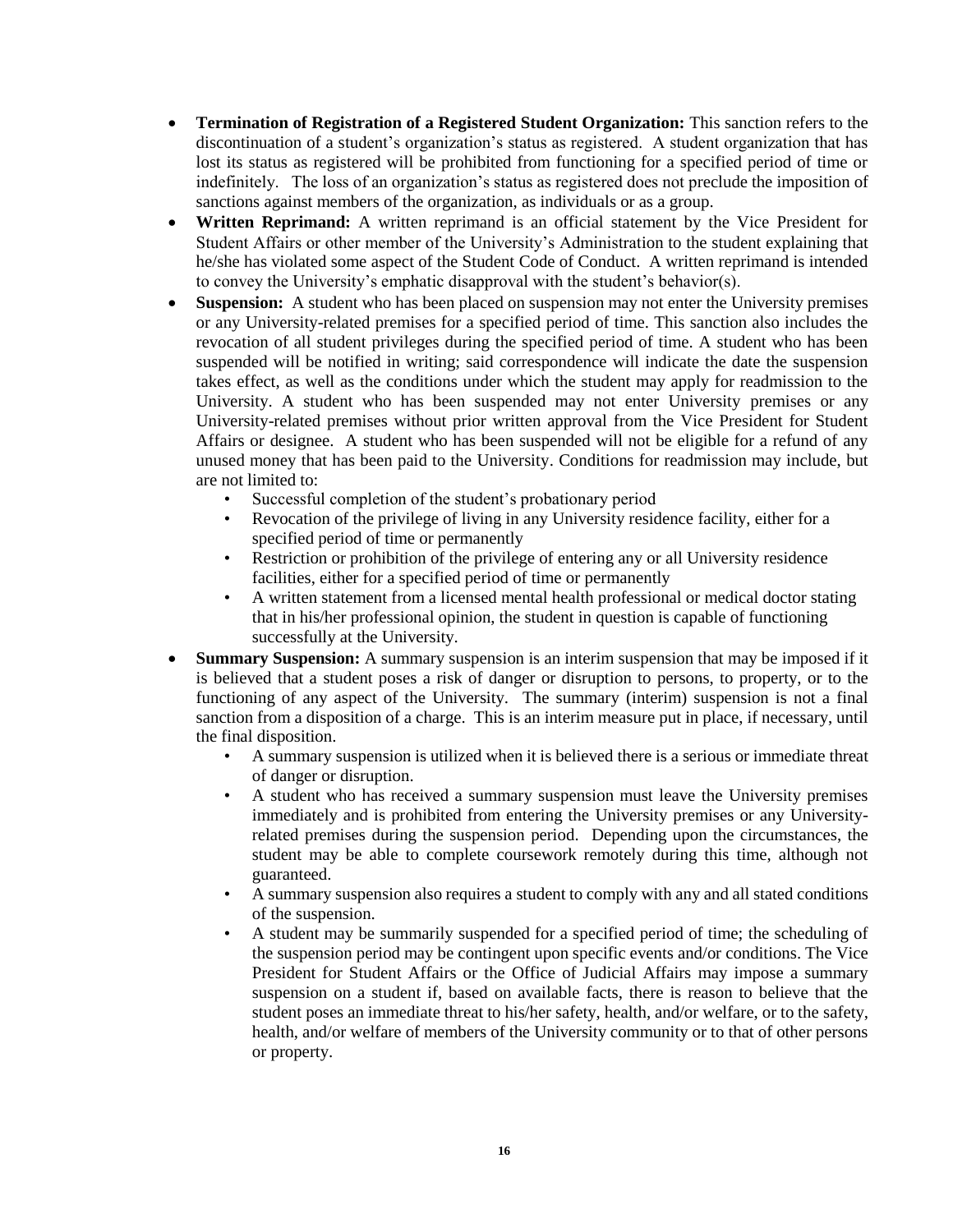- **Termination of Registration of a Registered Student Organization:** This sanction refers to the discontinuation of a student's organization's status as registered. A student organization that has lost its status as registered will be prohibited from functioning for a specified period of time or indefinitely. The loss of an organization's status as registered does not preclude the imposition of sanctions against members of the organization, as individuals or as a group.
- **Written Reprimand:** A written reprimand is an official statement by the Vice President for Student Affairs or other member of the University's Administration to the student explaining that he/she has violated some aspect of the Student Code of Conduct. A written reprimand is intended to convey the University's emphatic disapproval with the student's behavior(s).
- **Suspension:** A student who has been placed on suspension may not enter the University premises or any University-related premises for a specified period of time. This sanction also includes the revocation of all student privileges during the specified period of time. A student who has been suspended will be notified in writing; said correspondence will indicate the date the suspension takes effect, as well as the conditions under which the student may apply for readmission to the University. A student who has been suspended may not enter University premises or any University-related premises without prior written approval from the Vice President for Student Affairs or designee. A student who has been suspended will not be eligible for a refund of any unused money that has been paid to the University. Conditions for readmission may include, but are not limited to:
    - Successful completion of the student's probationary period
    - Revocation of the privilege of living in any University residence facility, either for a specified period of time or permanently
    - Restriction or prohibition of the privilege of entering any or all University residence facilities, either for a specified period of time or permanently
    - A written statement from a licensed mental health professional or medical doctor stating that in his/her professional opinion, the student in question is capable of functioning successfully at the University.
- **Summary Suspension:** A summary suspension is an interim suspension that may be imposed if it is believed that a student poses a risk of danger or disruption to persons, to property, or to the functioning of any aspect of the University. The summary (interim) suspension is not a final sanction from a disposition of a charge. This is an interim measure put in place, if necessary, until the final disposition.
    - A summary suspension is utilized when it is believed there is a serious or immediate threat of danger or disruption.
    - A student who has received a summary suspension must leave the University premises immediately and is prohibited from entering the University premises or any University-related premises during the suspension period. Depending upon the circumstances, the student may be able to complete coursework remotely during this time, although not guaranteed.
    - A summary suspension also requires a student to comply with any and all stated conditions of the suspension.
    - A student may be summarily suspended for a specified period of time; the scheduling of the suspension period may be contingent upon specific events and/or conditions. The Vice President for Student Affairs or the Office of Judicial Affairs may impose a summary suspension on a student if, based on available facts, there is reason to believe that the student poses an immediate threat to his/her safety, health, and/or welfare, or to the safety, health, and/or welfare of members of the University community or to that of other persons or property.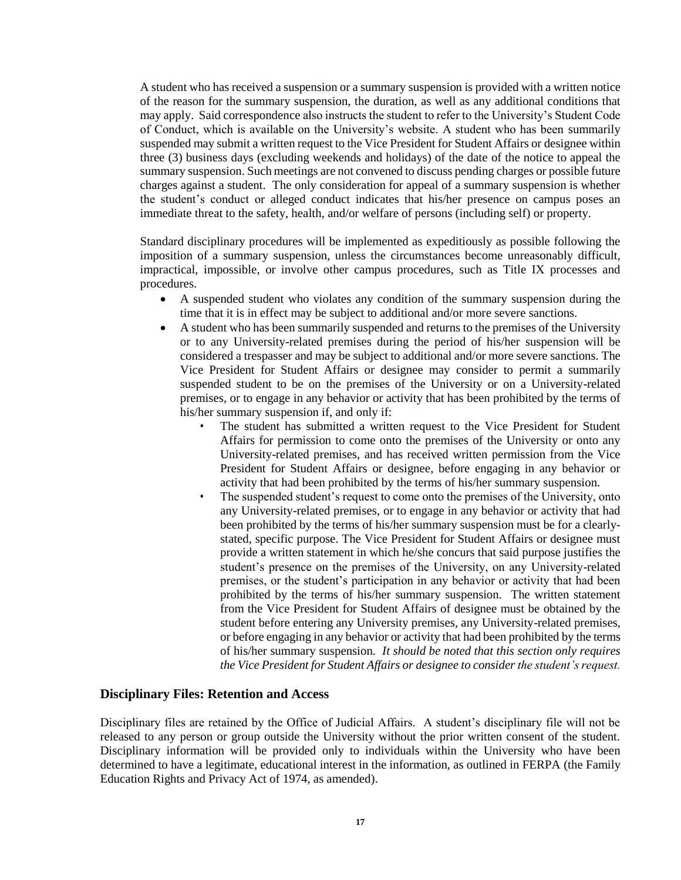A student who has received a suspension or a summary suspension is provided with a written notice of the reason for the summary suspension, the duration, as well as any additional conditions that may apply. Said correspondence also instructs the student to refer to the University's Student Code of Conduct, which is available on the University's website. A student who has been summarily suspended may submit a written request to the Vice President for Student Affairs or designee within three (3) business days (excluding weekends and holidays) of the date of the notice to appeal the summary suspension. Such meetings are not convened to discuss pending charges or possible future charges against a student. The only consideration for appeal of a summary suspension is whether the student's conduct or alleged conduct indicates that his/her presence on campus poses an immediate threat to the safety, health, and/or welfare of persons (including self) or property.

Standard disciplinary procedures will be implemented as expeditiously as possible following the imposition of a summary suspension, unless the circumstances become unreasonably difficult, impractical, impossible, or involve other campus procedures, such as Title IX processes and procedures.

- A suspended student who violates any condition of the summary suspension during the time that it is in effect may be subject to additional and/or more severe sanctions.
- A student who has been summarily suspended and returns to the premises of the University or to any University-related premises during the period of his/her suspension will be considered a trespasser and may be subject to additional and/or more severe sanctions. The Vice President for Student Affairs or designee may consider to permit a summarily suspended student to be on the premises of the University or on a University-related premises, or to engage in any behavior or activity that has been prohibited by the terms of his/her summary suspension if, and only if:
  - The student has submitted a written request to the Vice President for Student Affairs for permission to come onto the premises of the University or onto any University-related premises, and has received written permission from the Vice President for Student Affairs or designee, before engaging in any behavior or activity that had been prohibited by the terms of his/her summary suspension.
  - The suspended student's request to come onto the premises of the University, onto any University-related premises, or to engage in any behavior or activity that had been prohibited by the terms of his/her summary suspension must be for a clearly-stated, specific purpose. The Vice President for Student Affairs or designee must provide a written statement in which he/she concurs that said purpose justifies the student's presence on the premises of the University, on any University-related premises, or the student's participation in any behavior or activity that had been prohibited by the terms of his/her summary suspension. The written statement from the Vice President for Student Affairs of designee must be obtained by the student before entering any University premises, any University-related premises, or before engaging in any behavior or activity that had been prohibited by the terms of his/her summary suspension. *It should be noted that this section only requires the Vice President for Student Affairs or designee to consider the student's request.*

### Disciplinary Files: Retention and Access

Disciplinary files are retained by the Office of Judicial Affairs. A student's disciplinary file will not be released to any person or group outside the University without the prior written consent of the student. Disciplinary information will be provided only to individuals within the University who have been determined to have a legitimate, educational interest in the information, as outlined in FERPA (the Family Education Rights and Privacy Act of 1974, as amended).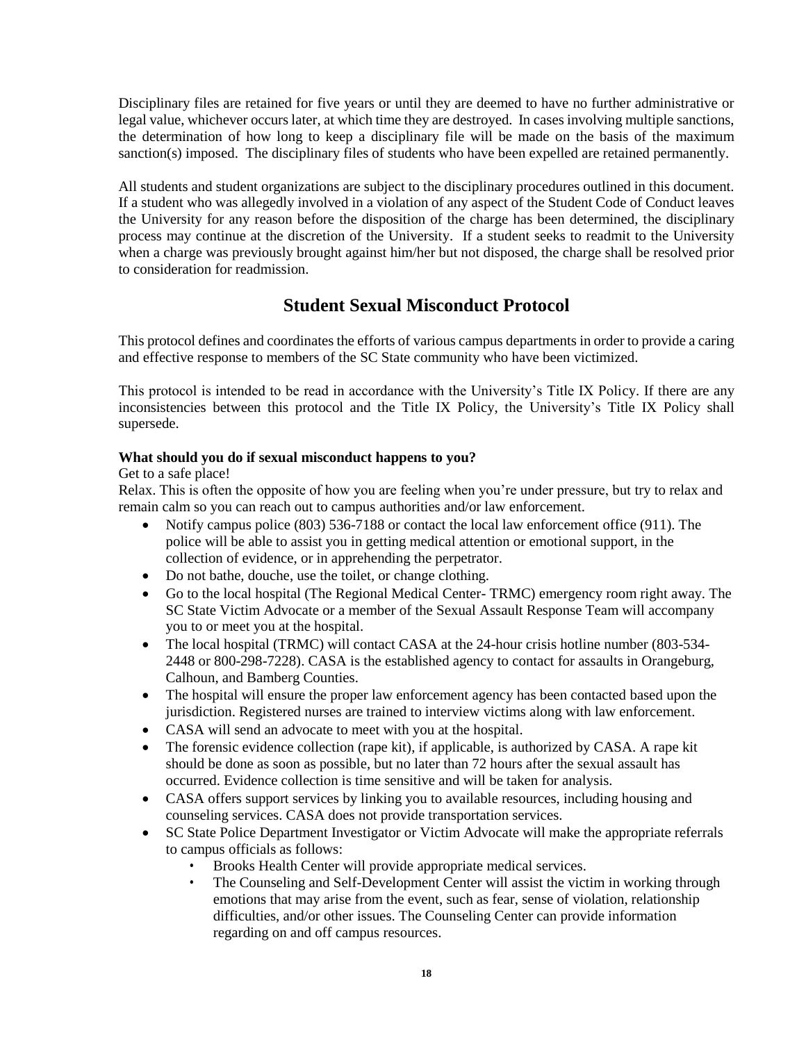Disciplinary files are retained for five years or until they are deemed to have no further administrative or legal value, whichever occurs later, at which time they are destroyed. In cases involving multiple sanctions, the determination of how long to keep a disciplinary file will be made on the basis of the maximum sanction(s) imposed. The disciplinary files of students who have been expelled are retained permanently.

All students and student organizations are subject to the disciplinary procedures outlined in this document. If a student who was allegedly involved in a violation of any aspect of the Student Code of Conduct leaves the University for any reason before the disposition of the charge has been determined, the disciplinary process may continue at the discretion of the University. If a student seeks to readmit to the University when a charge was previously brought against him/her but not disposed, the charge shall be resolved prior to consideration for readmission.

## Student Sexual Misconduct Protocol

This protocol defines and coordinates the efforts of various campus departments in order to provide a caring and effective response to members of the SC State community who have been victimized.

This protocol is intended to be read in accordance with the University's Title IX Policy. If there are any inconsistencies between this protocol and the Title IX Policy, the University's Title IX Policy shall supersede.

**What should you do if sexual misconduct happens to you?**

Get to a safe place!

Relax. This is often the opposite of how you are feeling when you're under pressure, but try to relax and remain calm so you can reach out to campus authorities and/or law enforcement.

- Notify campus police (803) 536-7188 or contact the local law enforcement office (911). The police will be able to assist you in getting medical attention or emotional support, in the collection of evidence, or in apprehending the perpetrator.
- Do not bathe, douche, use the toilet, or change clothing.
- Go to the local hospital (The Regional Medical Center- TRMC) emergency room right away. The SC State Victim Advocate or a member of the Sexual Assault Response Team will accompany you to or meet you at the hospital.
- The local hospital (TRMC) will contact CASA at the 24-hour crisis hotline number (803-534-2448 or 800-298-7228). CASA is the established agency to contact for assaults in Orangeburg, Calhoun, and Bamberg Counties.
- The hospital will ensure the proper law enforcement agency has been contacted based upon the jurisdiction. Registered nurses are trained to interview victims along with law enforcement.
- CASA will send an advocate to meet with you at the hospital.
- The forensic evidence collection (rape kit), if applicable, is authorized by CASA. A rape kit should be done as soon as possible, but no later than 72 hours after the sexual assault has occurred. Evidence collection is time sensitive and will be taken for analysis.
- CASA offers support services by linking you to available resources, including housing and counseling services. CASA does not provide transportation services.
- SC State Police Department Investigator or Victim Advocate will make the appropriate referrals to campus officials as follows:
  - Brooks Health Center will provide appropriate medical services.
  - The Counseling and Self-Development Center will assist the victim in working through emotions that may arise from the event, such as fear, sense of violation, relationship difficulties, and/or other issues. The Counseling Center can provide information regarding on and off campus resources.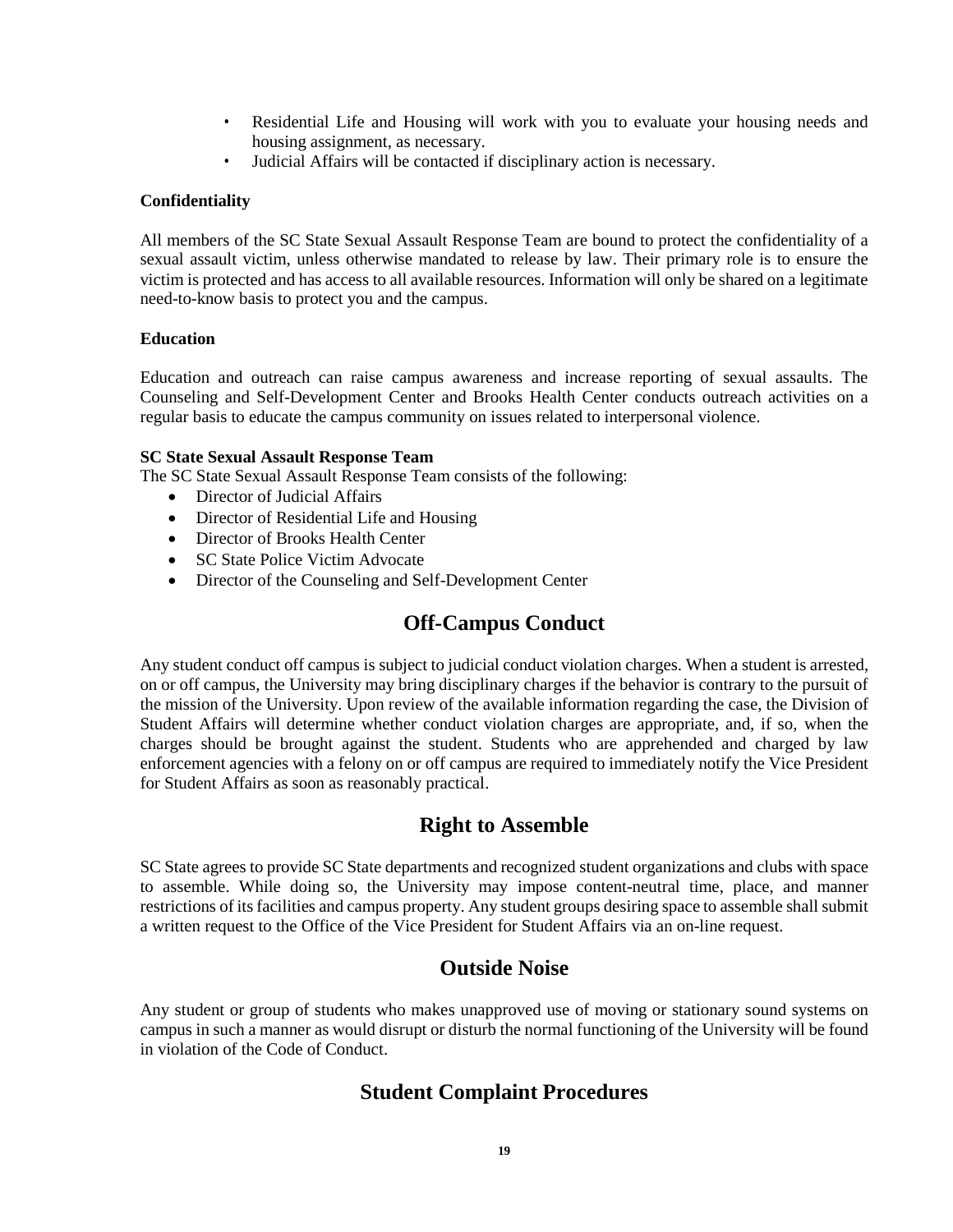- Residential Life and Housing will work with you to evaluate your housing needs and housing assignment, as necessary.
- Judicial Affairs will be contacted if disciplinary action is necessary.

**Confidentiality**

All members of the SC State Sexual Assault Response Team are bound to protect the confidentiality of a sexual assault victim, unless otherwise mandated to release by law. Their primary role is to ensure the victim is protected and has access to all available resources. Information will only be shared on a legitimate need-to-know basis to protect you and the campus.

**Education**

Education and outreach can raise campus awareness and increase reporting of sexual assaults. The Counseling and Self-Development Center and Brooks Health Center conducts outreach activities on a regular basis to educate the campus community on issues related to interpersonal violence.

**SC State Sexual Assault Response Team**

The SC State Sexual Assault Response Team consists of the following:

- Director of Judicial Affairs
- Director of Residential Life and Housing
- Director of Brooks Health Center
- SC State Police Victim Advocate
- Director of the Counseling and Self-Development Center

## Off-Campus Conduct

Any student conduct off campus is subject to judicial conduct violation charges. When a student is arrested, on or off campus, the University may bring disciplinary charges if the behavior is contrary to the pursuit of the mission of the University. Upon review of the available information regarding the case, the Division of Student Affairs will determine whether conduct violation charges are appropriate, and, if so, when the charges should be brought against the student. Students who are apprehended and charged by law enforcement agencies with a felony on or off campus are required to immediately notify the Vice President for Student Affairs as soon as reasonably practical.

## Right to Assemble

SC State agrees to provide SC State departments and recognized student organizations and clubs with space to assemble. While doing so, the University may impose content-neutral time, place, and manner restrictions of its facilities and campus property. Any student groups desiring space to assemble shall submit a written request to the Office of the Vice President for Student Affairs via an on-line request.

## Outside Noise

Any student or group of students who makes unapproved use of moving or stationary sound systems on campus in such a manner as would disrupt or disturb the normal functioning of the University will be found in violation of the Code of Conduct.

## Student Complaint Procedures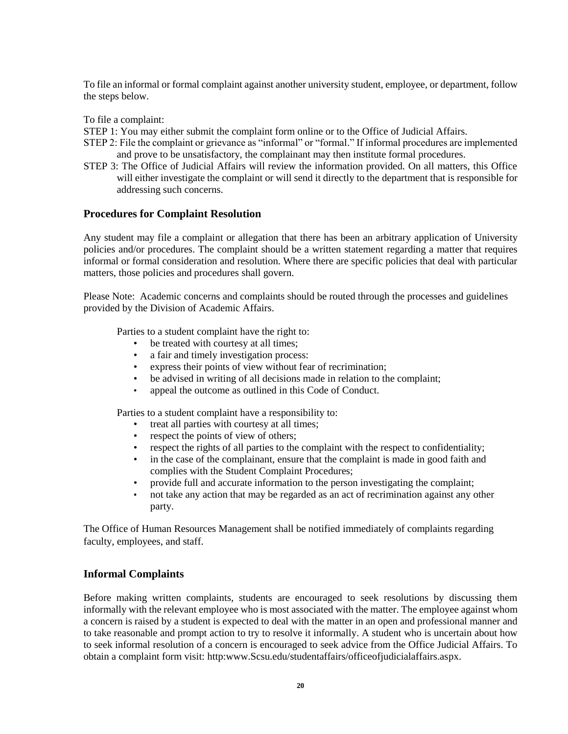To file an informal or formal complaint against another university student, employee, or department, follow the steps below.

To file a complaint:

STEP 1: You may either submit the complaint form online or to the Office of Judicial Affairs.

STEP 2: File the complaint or grievance as "informal" or "formal." If informal procedures are implemented and prove to be unsatisfactory, the complainant may then institute formal procedures.

STEP 3: The Office of Judicial Affairs will review the information provided. On all matters, this Office will either investigate the complaint or will send it directly to the department that is responsible for addressing such concerns.

### Procedures for Complaint Resolution

Any student may file a complaint or allegation that there has been an arbitrary application of University policies and/or procedures. The complaint should be a written statement regarding a matter that requires informal or formal consideration and resolution. Where there are specific policies that deal with particular matters, those policies and procedures shall govern.

Please Note: Academic concerns and complaints should be routed through the processes and guidelines provided by the Division of Academic Affairs.

Parties to a student complaint have the right to:

- be treated with courtesy at all times;
- a fair and timely investigation process:
- express their points of view without fear of recrimination;
- be advised in writing of all decisions made in relation to the complaint;
- appeal the outcome as outlined in this Code of Conduct.

Parties to a student complaint have a responsibility to:

- treat all parties with courtesy at all times;
- respect the points of view of others;
- respect the rights of all parties to the complaint with the respect to confidentiality;
- in the case of the complainant, ensure that the complaint is made in good faith and complies with the Student Complaint Procedures;
- provide full and accurate information to the person investigating the complaint;
- not take any action that may be regarded as an act of recrimination against any other party.

The Office of Human Resources Management shall be notified immediately of complaints regarding faculty, employees, and staff.

### Informal Complaints

Before making written complaints, students are encouraged to seek resolutions by discussing them informally with the relevant employee who is most associated with the matter. The employee against whom a concern is raised by a student is expected to deal with the matter in an open and professional manner and to take reasonable and prompt action to try to resolve it informally. A student who is uncertain about how to seek informal resolution of a concern is encouraged to seek advice from the Office Judicial Affairs. To obtain a complaint form visit: http:www.Scsu.edu/studentaffairs/officeofjudicialaffairs.aspx.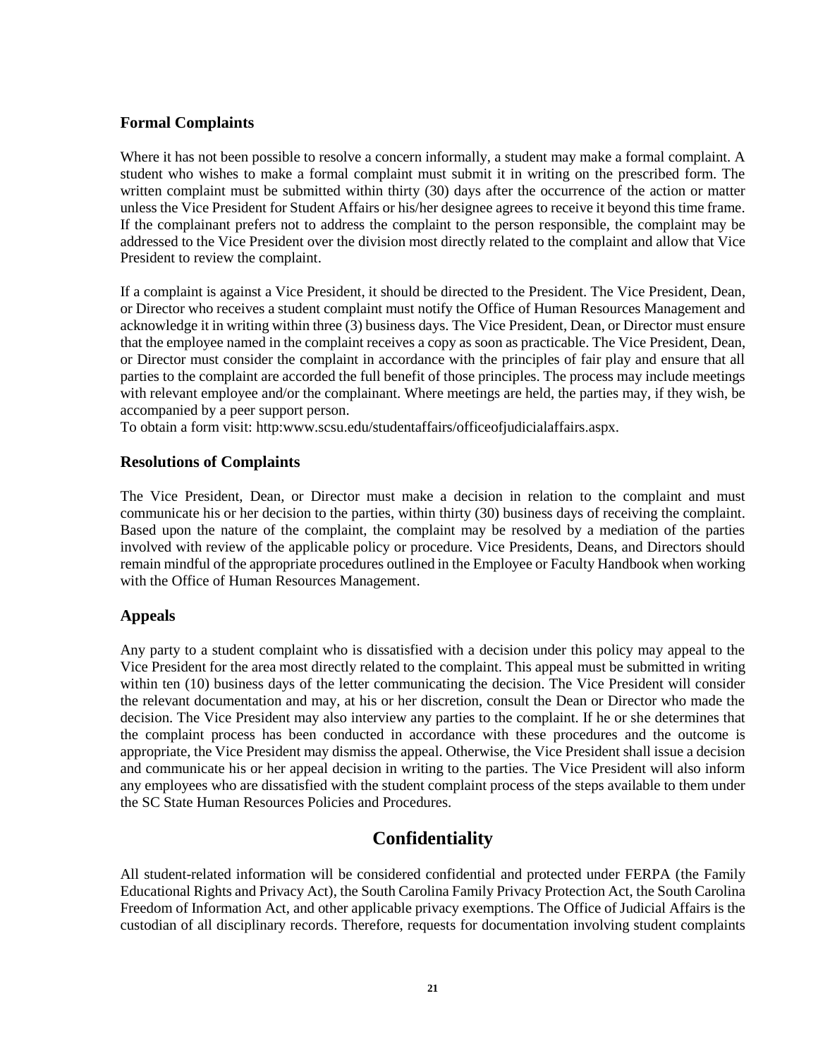### Formal Complaints

Where it has not been possible to resolve a concern informally, a student may make a formal complaint. A student who wishes to make a formal complaint must submit it in writing on the prescribed form. The written complaint must be submitted within thirty (30) days after the occurrence of the action or matter unless the Vice President for Student Affairs or his/her designee agrees to receive it beyond this time frame. If the complainant prefers not to address the complaint to the person responsible, the complaint may be addressed to the Vice President over the division most directly related to the complaint and allow that Vice President to review the complaint.

If a complaint is against a Vice President, it should be directed to the President. The Vice President, Dean, or Director who receives a student complaint must notify the Office of Human Resources Management and acknowledge it in writing within three (3) business days. The Vice President, Dean, or Director must ensure that the employee named in the complaint receives a copy as soon as practicable. The Vice President, Dean, or Director must consider the complaint in accordance with the principles of fair play and ensure that all parties to the complaint are accorded the full benefit of those principles. The process may include meetings with relevant employee and/or the complainant. Where meetings are held, the parties may, if they wish, be accompanied by a peer support person.

To obtain a form visit: http:www.scsu.edu/studentaffairs/officeofjudicialaffairs.aspx.

### Resolutions of Complaints

The Vice President, Dean, or Director must make a decision in relation to the complaint and must communicate his or her decision to the parties, within thirty (30) business days of receiving the complaint. Based upon the nature of the complaint, the complaint may be resolved by a mediation of the parties involved with review of the applicable policy or procedure. Vice Presidents, Deans, and Directors should remain mindful of the appropriate procedures outlined in the Employee or Faculty Handbook when working with the Office of Human Resources Management.

### Appeals

Any party to a student complaint who is dissatisfied with a decision under this policy may appeal to the Vice President for the area most directly related to the complaint. This appeal must be submitted in writing within ten (10) business days of the letter communicating the decision. The Vice President will consider the relevant documentation and may, at his or her discretion, consult the Dean or Director who made the decision. The Vice President may also interview any parties to the complaint. If he or she determines that the complaint process has been conducted in accordance with these procedures and the outcome is appropriate, the Vice President may dismiss the appeal. Otherwise, the Vice President shall issue a decision and communicate his or her appeal decision in writing to the parties. The Vice President will also inform any employees who are dissatisfied with the student complaint process of the steps available to them under the SC State Human Resources Policies and Procedures.

## Confidentiality

All student-related information will be considered confidential and protected under FERPA (the Family Educational Rights and Privacy Act), the South Carolina Family Privacy Protection Act, the South Carolina Freedom of Information Act, and other applicable privacy exemptions. The Office of Judicial Affairs is the custodian of all disciplinary records. Therefore, requests for documentation involving student complaints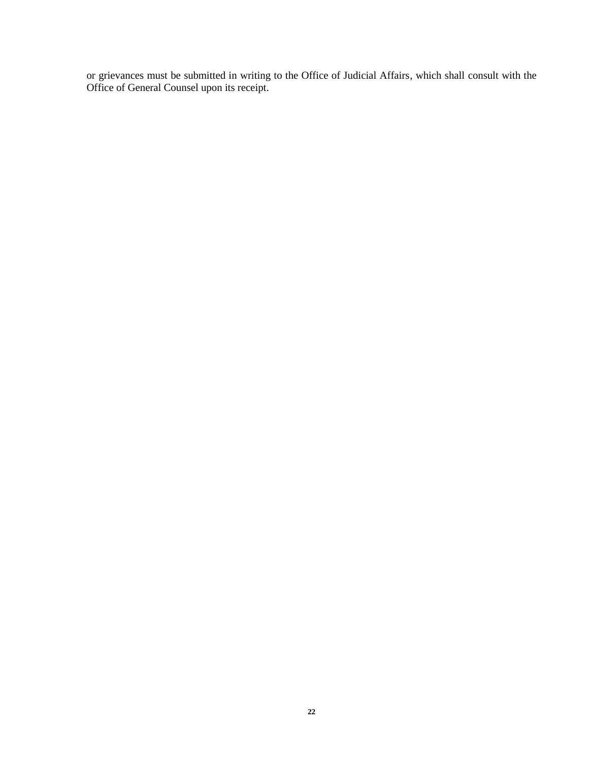or grievances must be submitted in writing to the Office of Judicial Affairs, which shall consult with the Office of General Counsel upon its receipt.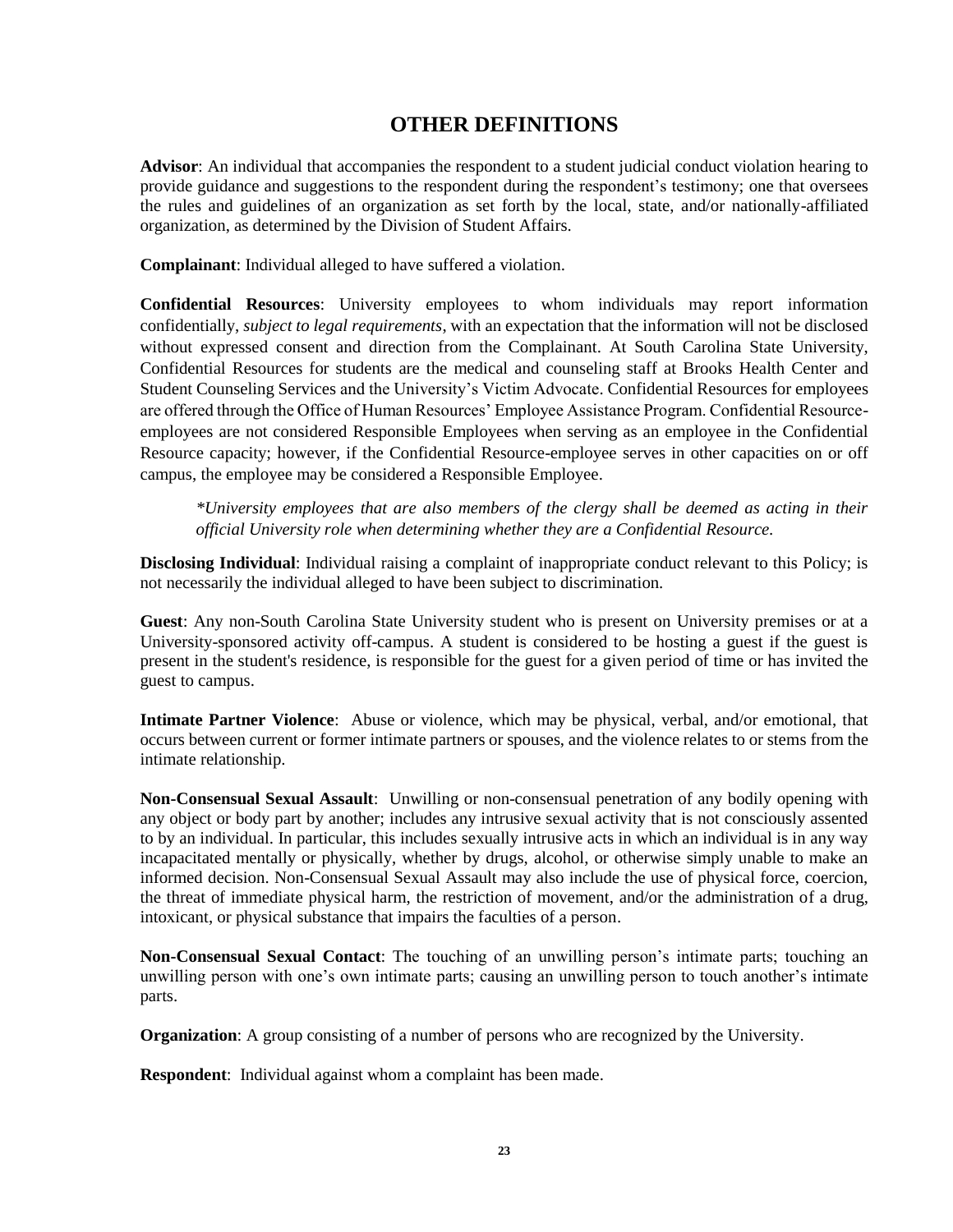# OTHER DEFINITIONS

**Advisor**: An individual that accompanies the respondent to a student judicial conduct violation hearing to provide guidance and suggestions to the respondent during the respondent's testimony; one that oversees the rules and guidelines of an organization as set forth by the local, state, and/or nationally-affiliated organization, as determined by the Division of Student Affairs.

**Complainant**: Individual alleged to have suffered a violation.

**Confidential Resources**: University employees to whom individuals may report information confidentially, *subject to legal requirements*, with an expectation that the information will not be disclosed without expressed consent and direction from the Complainant. At South Carolina State University, Confidential Resources for students are the medical and counseling staff at Brooks Health Center and Student Counseling Services and the University's Victim Advocate. Confidential Resources for employees are offered through the Office of Human Resources' Employee Assistance Program. Confidential Resource-employees are not considered Responsible Employees when serving as an employee in the Confidential Resource capacity; however, if the Confidential Resource-employee serves in other capacities on or off campus, the employee may be considered a Responsible Employee.

> **University employees that are also members of the clergy shall be deemed as acting in their official University role when determining whether they are a Confidential Resource.*

**Disclosing Individual**: Individual raising a complaint of inappropriate conduct relevant to this Policy; is not necessarily the individual alleged to have been subject to discrimination.

**Guest**: Any non-South Carolina State University student who is present on University premises or at a University-sponsored activity off-campus. A student is considered to be hosting a guest if the guest is present in the student's residence, is responsible for the guest for a given period of time or has invited the guest to campus.

**Intimate Partner Violence**: Abuse or violence, which may be physical, verbal, and/or emotional, that occurs between current or former intimate partners or spouses, and the violence relates to or stems from the intimate relationship.

**Non-Consensual Sexual Assault**: Unwilling or non-consensual penetration of any bodily opening with any object or body part by another; includes any intrusive sexual activity that is not consciously assented to by an individual. In particular, this includes sexually intrusive acts in which an individual is in any way incapacitated mentally or physically, whether by drugs, alcohol, or otherwise simply unable to make an informed decision. Non-Consensual Sexual Assault may also include the use of physical force, coercion, the threat of immediate physical harm, the restriction of movement, and/or the administration of a drug, intoxicant, or physical substance that impairs the faculties of a person.

**Non-Consensual Sexual Contact**: The touching of an unwilling person's intimate parts; touching an unwilling person with one's own intimate parts; causing an unwilling person to touch another's intimate parts.

**Organization**: A group consisting of a number of persons who are recognized by the University.

**Respondent**: Individual against whom a complaint has been made.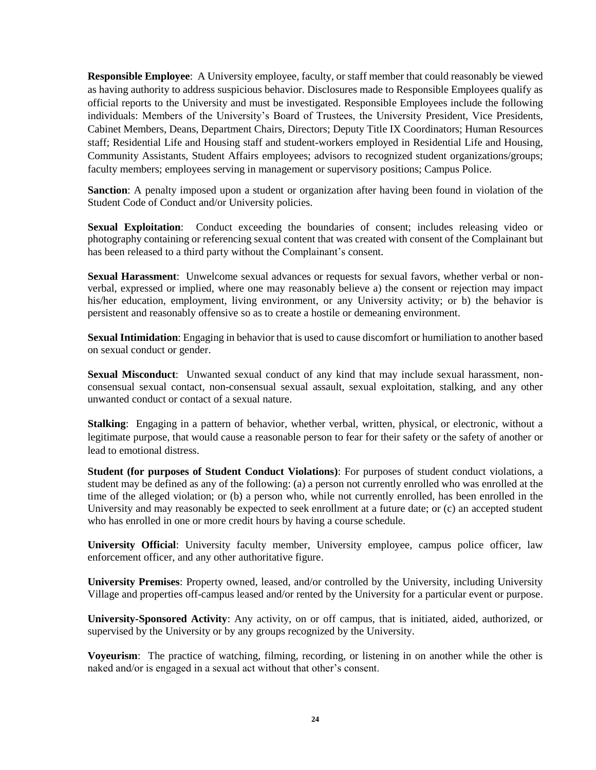**Responsible Employee**: A University employee, faculty, or staff member that could reasonably be viewed as having authority to address suspicious behavior. Disclosures made to Responsible Employees qualify as official reports to the University and must be investigated. Responsible Employees include the following individuals: Members of the University's Board of Trustees, the University President, Vice Presidents, Cabinet Members, Deans, Department Chairs, Directors; Deputy Title IX Coordinators; Human Resources staff; Residential Life and Housing staff and student-workers employed in Residential Life and Housing, Community Assistants, Student Affairs employees; advisors to recognized student organizations/groups; faculty members; employees serving in management or supervisory positions; Campus Police.

**Sanction**: A penalty imposed upon a student or organization after having been found in violation of the Student Code of Conduct and/or University policies.

**Sexual Exploitation**: Conduct exceeding the boundaries of consent; includes releasing video or photography containing or referencing sexual content that was created with consent of the Complainant but has been released to a third party without the Complainant's consent.

**Sexual Harassment**: Unwelcome sexual advances or requests for sexual favors, whether verbal or non-verbal, expressed or implied, where one may reasonably believe a) the consent or rejection may impact his/her education, employment, living environment, or any University activity; or b) the behavior is persistent and reasonably offensive so as to create a hostile or demeaning environment.

**Sexual Intimidation**: Engaging in behavior that is used to cause discomfort or humiliation to another based on sexual conduct or gender.

**Sexual Misconduct**: Unwanted sexual conduct of any kind that may include sexual harassment, non-consensual sexual contact, non-consensual sexual assault, sexual exploitation, stalking, and any other unwanted conduct or contact of a sexual nature.

**Stalking**: Engaging in a pattern of behavior, whether verbal, written, physical, or electronic, without a legitimate purpose, that would cause a reasonable person to fear for their safety or the safety of another or lead to emotional distress.

**Student (for purposes of Student Conduct Violations)**: For purposes of student conduct violations, a student may be defined as any of the following: (a) a person not currently enrolled who was enrolled at the time of the alleged violation; or (b) a person who, while not currently enrolled, has been enrolled in the University and may reasonably be expected to seek enrollment at a future date; or (c) an accepted student who has enrolled in one or more credit hours by having a course schedule.

**University Official**: University faculty member, University employee, campus police officer, law enforcement officer, and any other authoritative figure.

**University Premises**: Property owned, leased, and/or controlled by the University, including University Village and properties off-campus leased and/or rented by the University for a particular event or purpose.

**University-Sponsored Activity**: Any activity, on or off campus, that is initiated, aided, authorized, or supervised by the University or by any groups recognized by the University.

**Voyeurism**: The practice of watching, filming, recording, or listening in on another while the other is naked and/or is engaged in a sexual act without that other's consent.